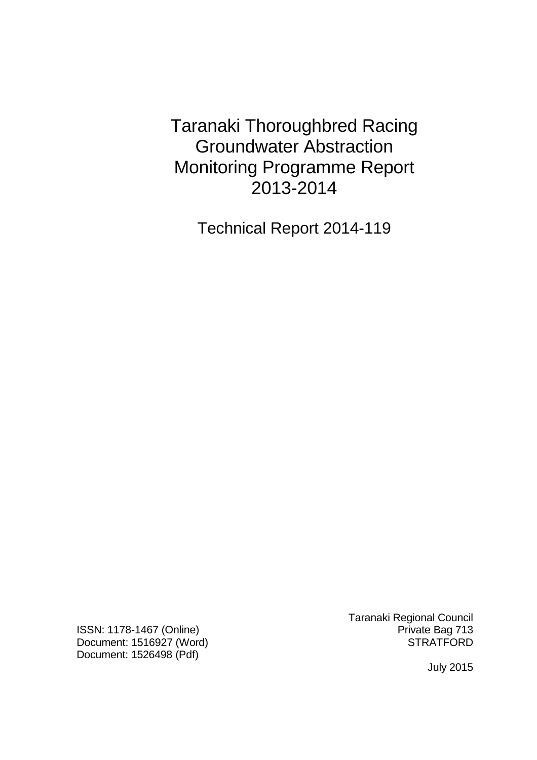# Taranaki Thoroughbred Racing Groundwater Abstraction Monitoring Programme Report 2013-2014

Technical Report 2014-119

ISSN: 1178-1467 (Online)
Document: 1516927 (Word)
Document: 1526498 (Pdf)

Taranaki Regional Council
Private Bag 713
STRATFORD

July 2015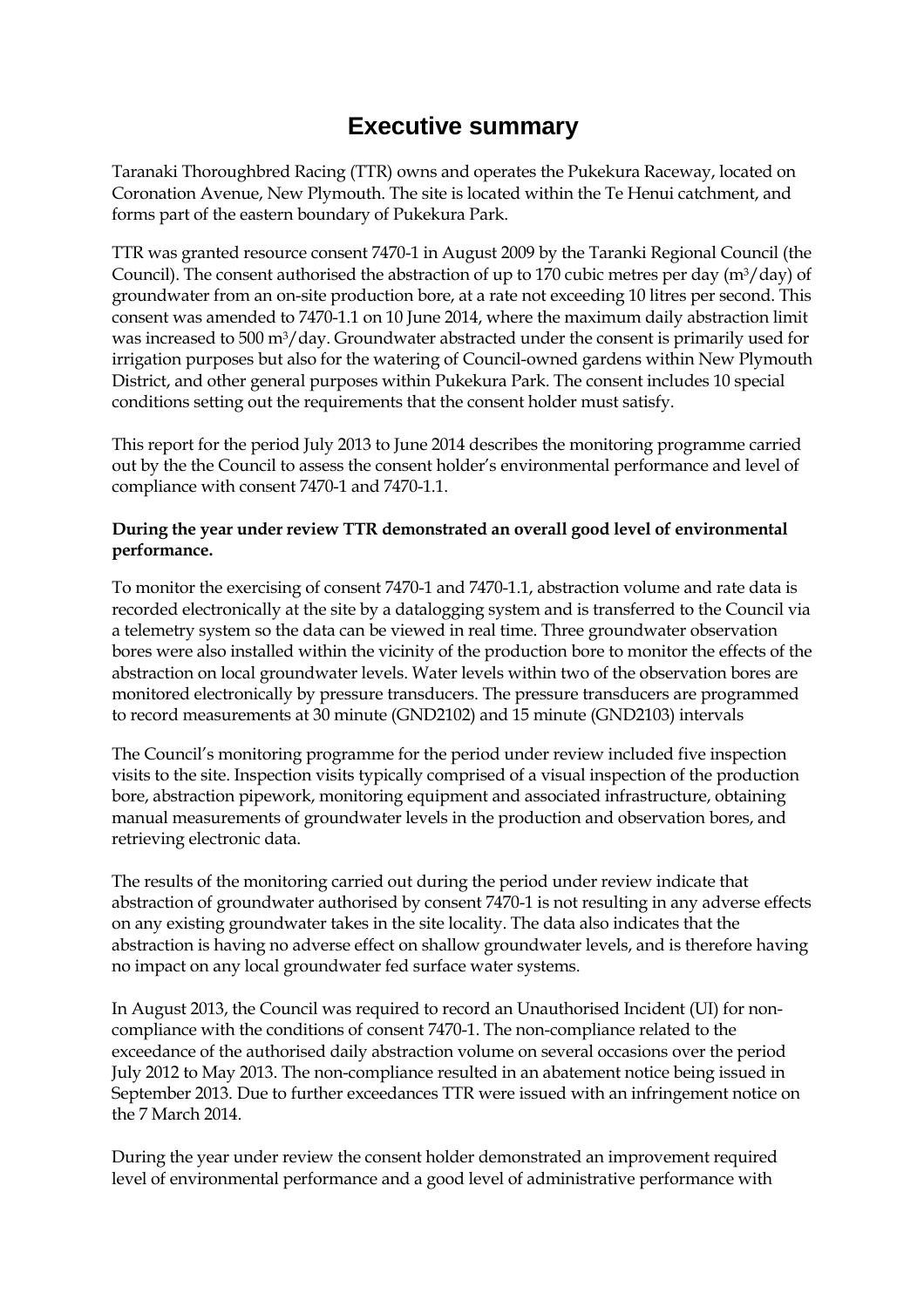# Executive summary

Taranaki Thoroughbred Racing (TTR) owns and operates the Pukekura Raceway, located on Coronation Avenue, New Plymouth. The site is located within the Te Henui catchment, and forms part of the eastern boundary of Pukekura Park.

TTR was granted resource consent 7470-1 in August 2009 by the Taranaki Regional Council (the Council). The consent authorised the abstraction of up to 170 cubic metres per day ($m^3$/day) of groundwater from an on-site production bore, at a rate not exceeding 10 litres per second. This consent was amended to 7470-1.1 on 10 June 2014, where the maximum daily abstraction limit was increased to 500 $m^3$/day. Groundwater abstracted under the consent is primarily used for irrigation purposes but also for the watering of Council-owned gardens within New Plymouth District, and other general purposes within Pukekura Park. The consent includes 10 special conditions setting out the requirements that the consent holder must satisfy.

This report for the period July 2013 to June 2014 describes the monitoring programme carried out by the the Council to assess the consent holder's environmental performance and level of compliance with consent 7470-1 and 7470-1.1.

**During the year under review TTR demonstrated an overall good level of environmental performance.**

To monitor the exercising of consent 7470-1 and 7470-1.1, abstraction volume and rate data is recorded electronically at the site by a datalogging system and is transferred to the Council via a telemetry system so the data can be viewed in real time. Three groundwater observation bores were also installed within the vicinity of the production bore to monitor the effects of the abstraction on local groundwater levels. Water levels within two of the observation bores are monitored electronically by pressure transducers. The pressure transducers are programmed to record measurements at 30 minute (GND2102) and 15 minute (GND2103) intervals

The Council's monitoring programme for the period under review included five inspection visits to the site. Inspection visits typically comprised of a visual inspection of the production bore, abstraction pipework, monitoring equipment and associated infrastructure, obtaining manual measurements of groundwater levels in the production and observation bores, and retrieving electronic data.

The results of the monitoring carried out during the period under review indicate that abstraction of groundwater authorised by consent 7470-1 is not resulting in any adverse effects on any existing groundwater takes in the site locality. The data also indicates that the abstraction is having no adverse effect on shallow groundwater levels, and is therefore having no impact on any local groundwater fed surface water systems.

In August 2013, the Council was required to record an Unauthorised Incident (UI) for non-compliance with the conditions of consent 7470-1. The non-compliance related to the exceedance of the authorised daily abstraction volume on several occasions over the period July 2012 to May 2013. The non-compliance resulted in an abatement notice being issued in September 2013. Due to further exceedances TTR were issued with an infringement notice on the 7 March 2014.

During the year under review the consent holder demonstrated an improvement required level of environmental performance and a good level of administrative performance with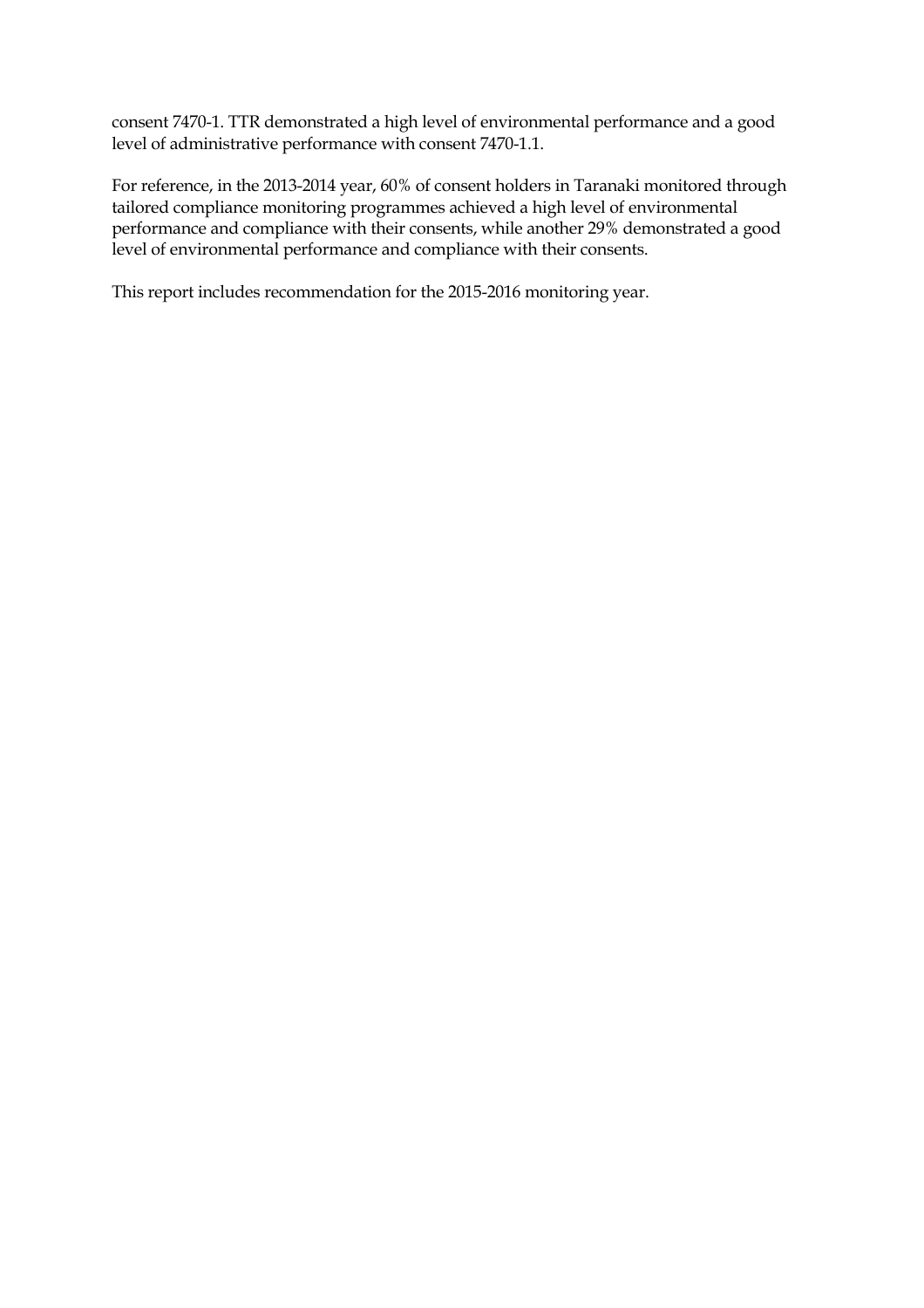consent 7470-1. TTR demonstrated a high level of environmental performance and a good level of administrative performance with consent 7470-1.1.

For reference, in the 2013-2014 year, 60% of consent holders in Taranaki monitored through tailored compliance monitoring programmes achieved a high level of environmental performance and compliance with their consents, while another 29% demonstrated a good level of environmental performance and compliance with their consents.

This report includes recommendation for the 2015-2016 monitoring year.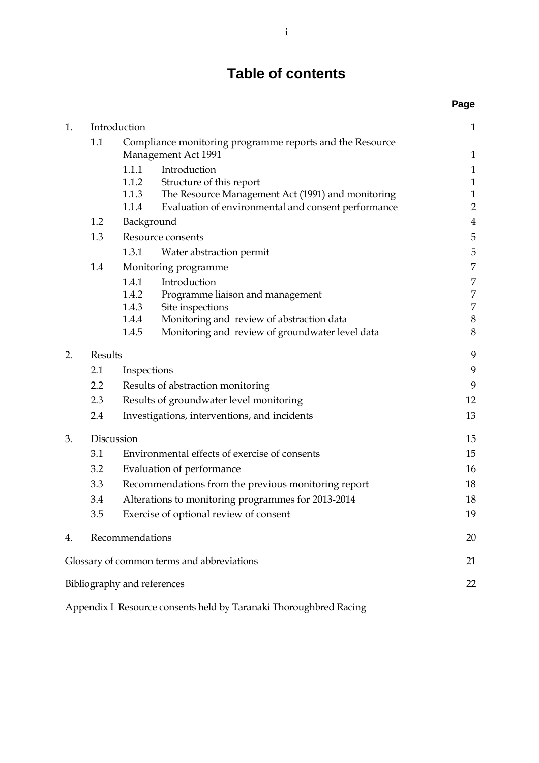# Table of contents

| | | Page |
|---|---|---|
| 1. | Introduction | 1 |
| | 1.1 Compliance monitoring programme reports and the Resource Management Act 1991 | 1 |
| | 1.1.1 Introduction | 1 |
| | 1.1.2 Structure of this report | 1 |
| | 1.1.3 The Resource Management Act (1991) and monitoring | 1 |
| | 1.1.4 Evaluation of environmental and consent performance | 2 |
| | 1.2 Background | 4 |
| | 1.3 Resource consents | 5 |
| | 1.3.1 Water abstraction permit | 5 |
| | 1.4 Monitoring programme | 7 |
| | 1.4.1 Introduction | 7 |
| | 1.4.2 Programme liaison and management | 7 |
| | 1.4.3 Site inspections | 7 |
| | 1.4.4 Monitoring and review of abstraction data | 8 |
| | 1.4.5 Monitoring and review of groundwater level data | 8 |
| 2. | Results | 9 |
| | 2.1 Inspections | 9 |
| | 2.2 Results of abstraction monitoring | 9 |
| | 2.3 Results of groundwater level monitoring | 12 |
| | 2.4 Investigations, interventions, and incidents | 13 |
| 3. | Discussion | 15 |
| | 3.1 Environmental effects of exercise of consents | 15 |
| | 3.2 Evaluation of performance | 16 |
| | 3.3 Recommendations from the previous monitoring report | 18 |
| | 3.4 Alterations to monitoring programmes for 2013-2014 | 18 |
| | 3.5 Exercise of optional review of consent | 19 |
| 4. | Recommendations | 20 |
| | Glossary of common terms and abbreviations | 21 |
| | Bibliography and references | 22 |
| | Appendix I Resource consents held by Taranaki Thoroughbred Racing | |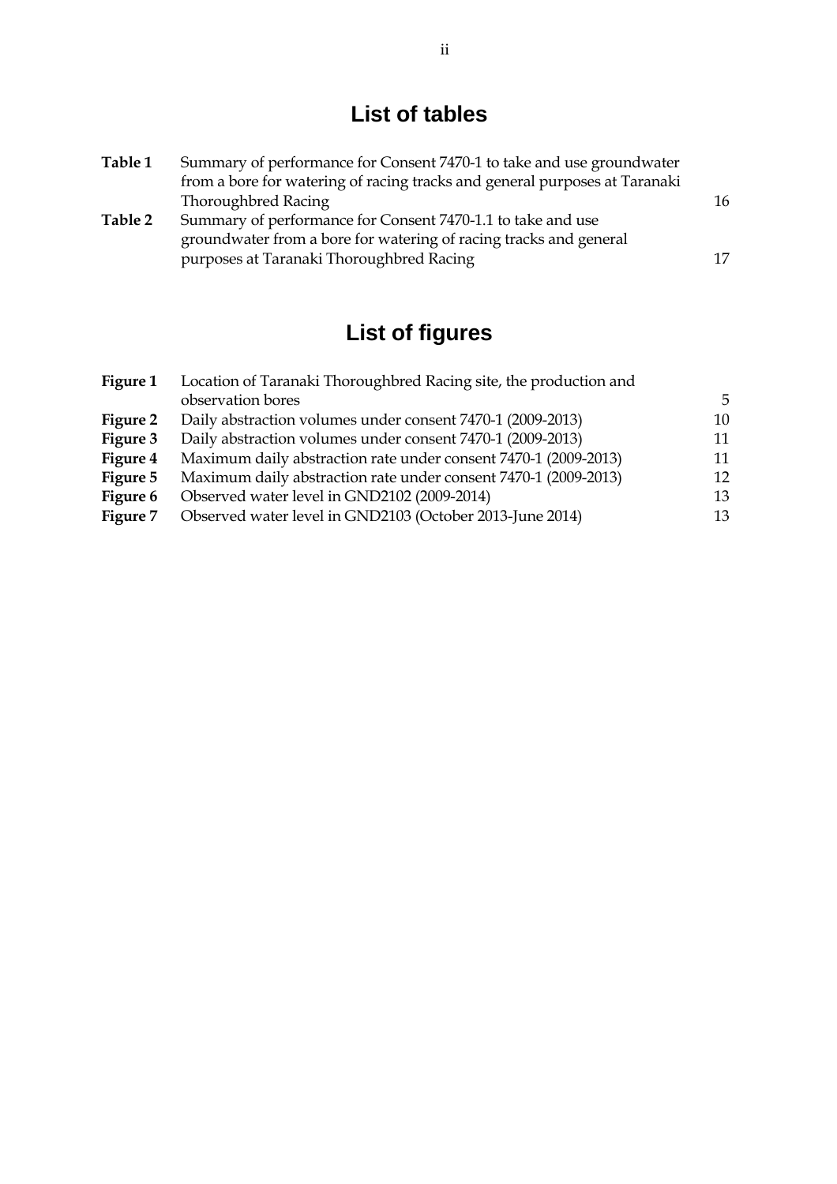# List of tables

| | | |
|---|---|---|
| **Table 1** | Summary of performance for Consent 7470-1 to take and use groundwater from a bore for watering of racing tracks and general purposes at Taranaki Thoroughbred Racing | 16 |
| **Table 2** | Summary of performance for Consent 7470-1.1 to take and use groundwater from a bore for watering of racing tracks and general purposes at Taranaki Thoroughbred Racing | 17 |

# List of figures

| | | |
|---|---|---|
| **Figure 1** | Location of Taranaki Thoroughbred Racing site, the production and observation bores | 5 |
| **Figure 2** | Daily abstraction volumes under consent 7470-1 (2009-2013) | 10 |
| **Figure 3** | Daily abstraction volumes under consent 7470-1 (2009-2013) | 11 |
| **Figure 4** | Maximum daily abstraction rate under consent 7470-1 (2009-2013) | 11 |
| **Figure 5** | Maximum daily abstraction rate under consent 7470-1 (2009-2013) | 12 |
| **Figure 6** | Observed water level in GND2102 (2009-2014) | 13 |
| **Figure 7** | Observed water level in GND2103 (October 2013-June 2014) | 13 |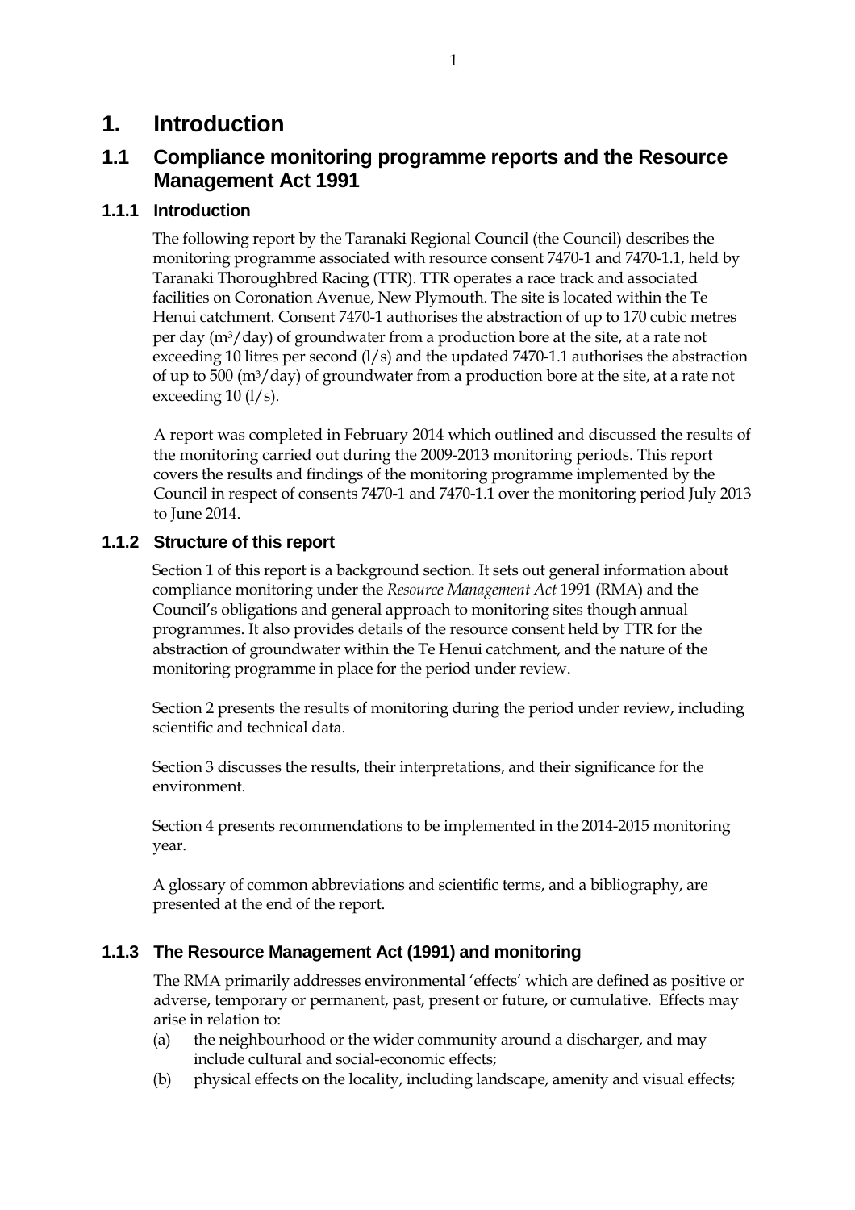# 1. Introduction

## 1.1 Compliance monitoring programme reports and the Resource Management Act 1991

### 1.1.1 Introduction

The following report by the Taranaki Regional Council (the Council) describes the monitoring programme associated with resource consent 7470-1 and 7470-1.1, held by Taranaki Thoroughbred Racing (TTR). TTR operates a race track and associated facilities on Coronation Avenue, New Plymouth. The site is located within the Te Henui catchment. Consent 7470-1 authorises the abstraction of up to 170 cubic metres per day ($m^3$/day) of groundwater from a production bore at the site, at a rate not exceeding 10 litres per second (l/s) and the updated 7470-1.1 authorises the abstraction of up to 500 ($m^3$/day) of groundwater from a production bore at the site, at a rate not exceeding 10 (l/s).

A report was completed in February 2014 which outlined and discussed the results of the monitoring carried out during the 2009-2013 monitoring periods. This report covers the results and findings of the monitoring programme implemented by the Council in respect of consents 7470-1 and 7470-1.1 over the monitoring period July 2013 to June 2014.

### 1.1.2 Structure of this report

Section 1 of this report is a background section. It sets out general information about compliance monitoring under the *Resource Management Act* 1991 (RMA) and the Council's obligations and general approach to monitoring sites though annual programmes. It also provides details of the resource consent held by TTR for the abstraction of groundwater within the Te Henui catchment, and the nature of the monitoring programme in place for the period under review.

Section 2 presents the results of monitoring during the period under review, including scientific and technical data.

Section 3 discusses the results, their interpretations, and their significance for the environment.

Section 4 presents recommendations to be implemented in the 2014-2015 monitoring year.

A glossary of common abbreviations and scientific terms, and a bibliography, are presented at the end of the report.

### 1.1.3 The Resource Management Act (1991) and monitoring

The RMA primarily addresses environmental 'effects' which are defined as positive or adverse, temporary or permanent, past, present or future, or cumulative. Effects may arise in relation to:

(a) the neighbourhood or the wider community around a discharger, and may include cultural and social-economic effects;

(b) physical effects on the locality, including landscape, amenity and visual effects;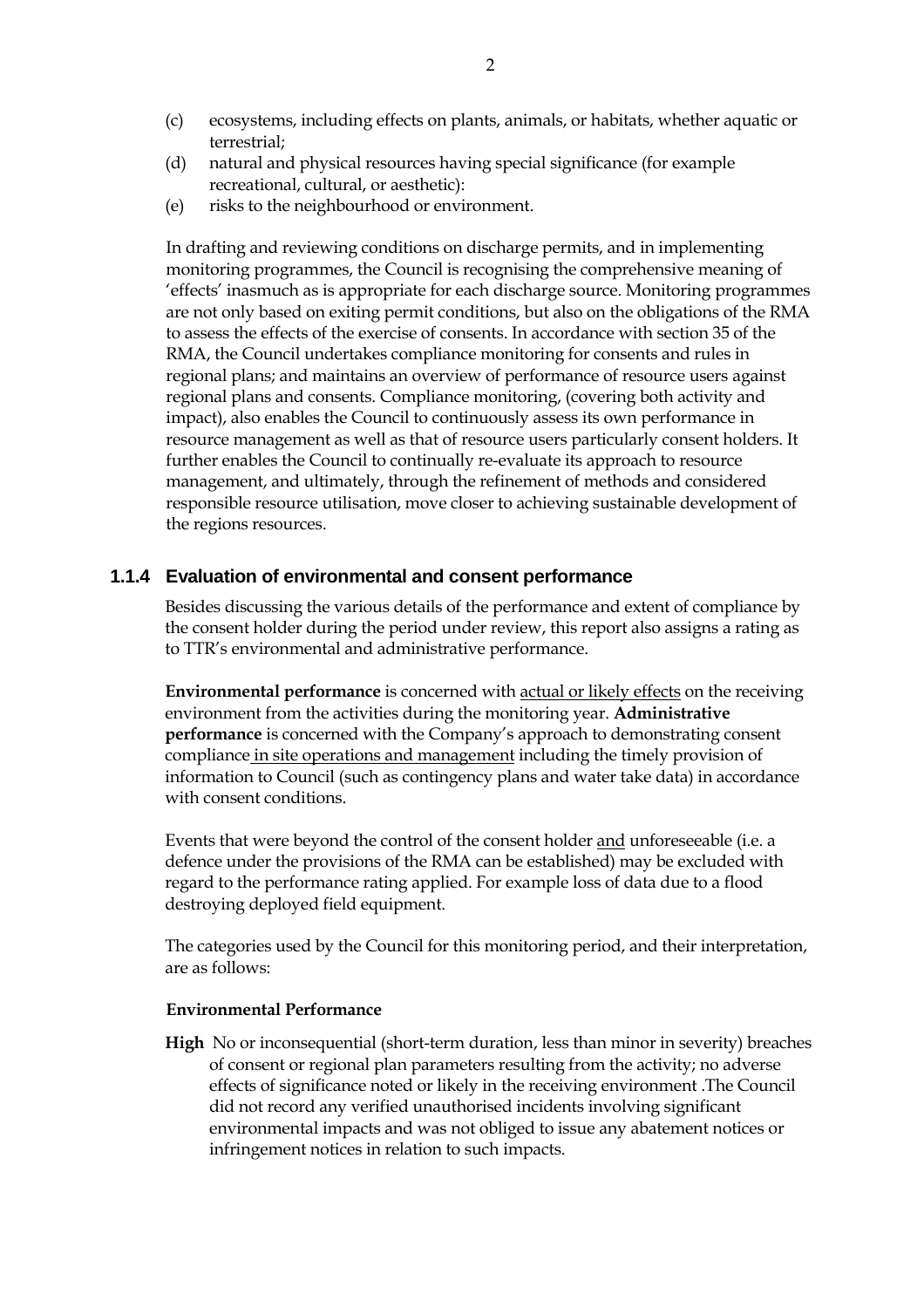(c) ecosystems, including effects on plants, animals, or habitats, whether aquatic or terrestrial;

(d) natural and physical resources having special significance (for example recreational, cultural, or aesthetic):

(e) risks to the neighbourhood or environment.

In drafting and reviewing conditions on discharge permits, and in implementing monitoring programmes, the Council is recognising the comprehensive meaning of 'effects' inasmuch as is appropriate for each discharge source. Monitoring programmes are not only based on exiting permit conditions, but also on the obligations of the RMA to assess the effects of the exercise of consents. In accordance with section 35 of the RMA, the Council undertakes compliance monitoring for consents and rules in regional plans; and maintains an overview of performance of resource users against regional plans and consents. Compliance monitoring, (covering both activity and impact), also enables the Council to continuously assess its own performance in resource management as well as that of resource users particularly consent holders. It further enables the Council to continually re-evaluate its approach to resource management, and ultimately, through the refinement of methods and considered responsible resource utilisation, move closer to achieving sustainable development of the regions resources.

### 1.1.4 Evaluation of environmental and consent performance

Besides discussing the various details of the performance and extent of compliance by the consent holder during the period under review, this report also assigns a rating as to TTR's environmental and administrative performance.

**Environmental performance** is concerned with actual or likely effects on the receiving environment from the activities during the monitoring year. **Administrative performance** is concerned with the Company's approach to demonstrating consent compliance in site operations and management including the timely provision of information to Council (such as contingency plans and water take data) in accordance with consent conditions.

Events that were beyond the control of the consent holder and unforeseeable (i.e. a defence under the provisions of the RMA can be established) may be excluded with regard to the performance rating applied. For example loss of data due to a flood destroying deployed field equipment.

The categories used by the Council for this monitoring period, and their interpretation, are as follows:

**Environmental Performance**

**High** No or inconsequential (short-term duration, less than minor in severity) breaches of consent or regional plan parameters resulting from the activity; no adverse effects of significance noted or likely in the receiving environment .The Council did not record any verified unauthorised incidents involving significant environmental impacts and was not obliged to issue any abatement notices or infringement notices in relation to such impacts.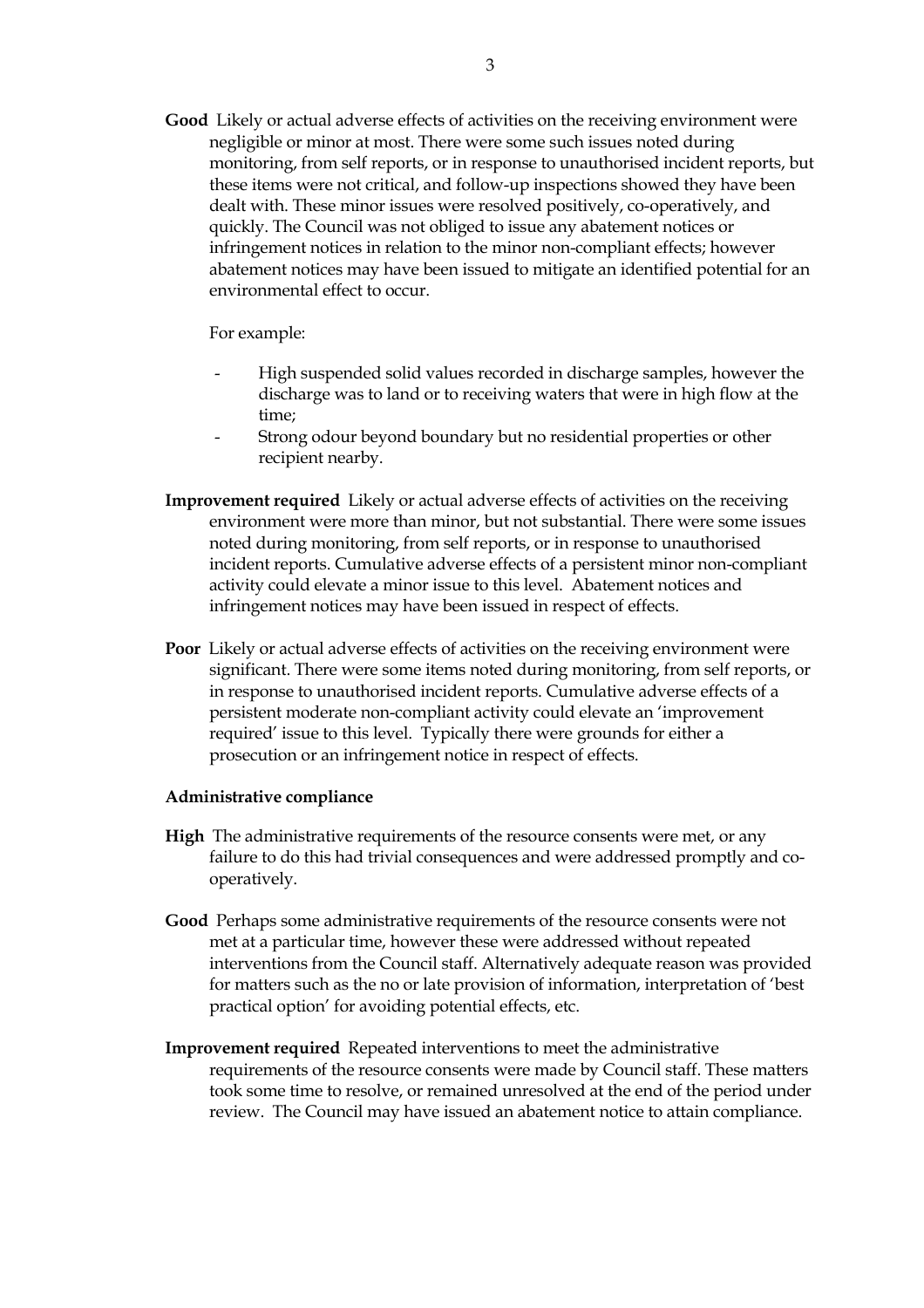**Good** Likely or actual adverse effects of activities on the receiving environment were negligible or minor at most. There were some such issues noted during monitoring, from self reports, or in response to unauthorised incident reports, but these items were not critical, and follow-up inspections showed they have been dealt with. These minor issues were resolved positively, co-operatively, and quickly. The Council was not obliged to issue any abatement notices or infringement notices in relation to the minor non-compliant effects; however abatement notices may have been issued to mitigate an identified potential for an environmental effect to occur.

For example:

- High suspended solid values recorded in discharge samples, however the discharge was to land or to receiving waters that were in high flow at the time;
- Strong odour beyond boundary but no residential properties or other recipient nearby.

**Improvement required** Likely or actual adverse effects of activities on the receiving environment were more than minor, but not substantial. There were some issues noted during monitoring, from self reports, or in response to unauthorised incident reports. Cumulative adverse effects of a persistent minor non-compliant activity could elevate a minor issue to this level. Abatement notices and infringement notices may have been issued in respect of effects.

**Poor** Likely or actual adverse effects of activities on the receiving environment were significant. There were some items noted during monitoring, from self reports, or in response to unauthorised incident reports. Cumulative adverse effects of a persistent moderate non-compliant activity could elevate an 'improvement required' issue to this level. Typically there were grounds for either a prosecution or an infringement notice in respect of effects.

**Administrative compliance**

**High** The administrative requirements of the resource consents were met, or any failure to do this had trivial consequences and were addressed promptly and co-operatively.

**Good** Perhaps some administrative requirements of the resource consents were not met at a particular time, however these were addressed without repeated interventions from the Council staff. Alternatively adequate reason was provided for matters such as the no or late provision of information, interpretation of 'best practical option' for avoiding potential effects, etc.

**Improvement required** Repeated interventions to meet the administrative requirements of the resource consents were made by Council staff. These matters took some time to resolve, or remained unresolved at the end of the period under review. The Council may have issued an abatement notice to attain compliance.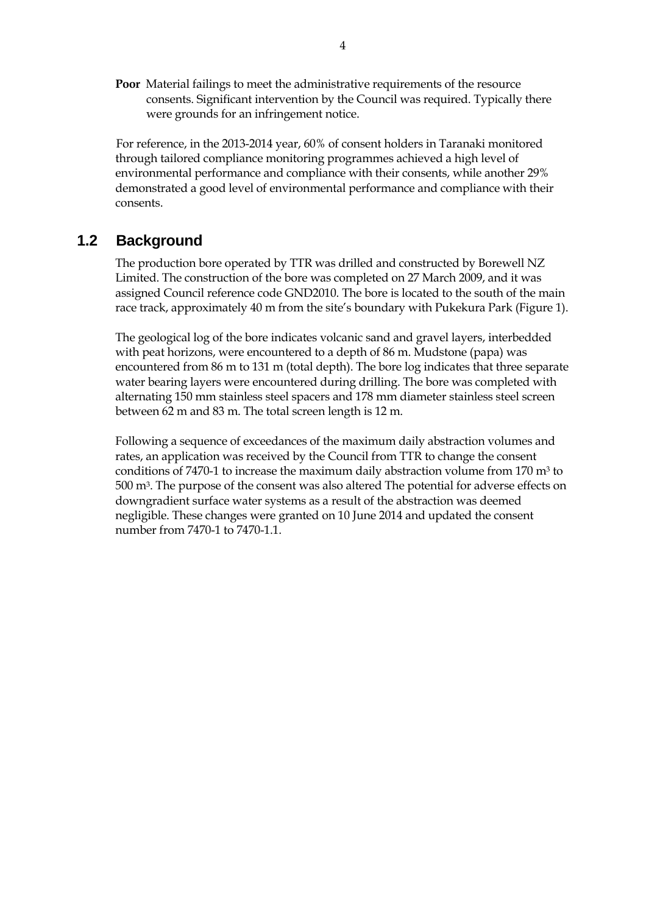**Poor** Material failings to meet the administrative requirements of the resource consents. Significant intervention by the Council was required. Typically there were grounds for an infringement notice.

For reference, in the 2013-2014 year, 60% of consent holders in Taranaki monitored through tailored compliance monitoring programmes achieved a high level of environmental performance and compliance with their consents, while another 29% demonstrated a good level of environmental performance and compliance with their consents.

## 1.2 Background

The production bore operated by TTR was drilled and constructed by Borewell NZ Limited. The construction of the bore was completed on 27 March 2009, and it was assigned Council reference code GND2010. The bore is located to the south of the main race track, approximately 40 m from the site's boundary with Pukekura Park (Figure 1).

The geological log of the bore indicates volcanic sand and gravel layers, interbedded with peat horizons, were encountered to a depth of 86 m. Mudstone (papa) was encountered from 86 m to 131 m (total depth). The bore log indicates that three separate water bearing layers were encountered during drilling. The bore was completed with alternating 150 mm stainless steel spacers and 178 mm diameter stainless steel screen between 62 m and 83 m. The total screen length is 12 m.

Following a sequence of exceedances of the maximum daily abstraction volumes and rates, an application was received by the Council from TTR to change the consent conditions of 7470-1 to increase the maximum daily abstraction volume from 170 $m^3$ to 500 $m^3$. The purpose of the consent was also altered The potential for adverse effects on downgradient surface water systems as a result of the abstraction was deemed negligible. These changes were granted on 10 June 2014 and updated the consent number from 7470-1 to 7470-1.1.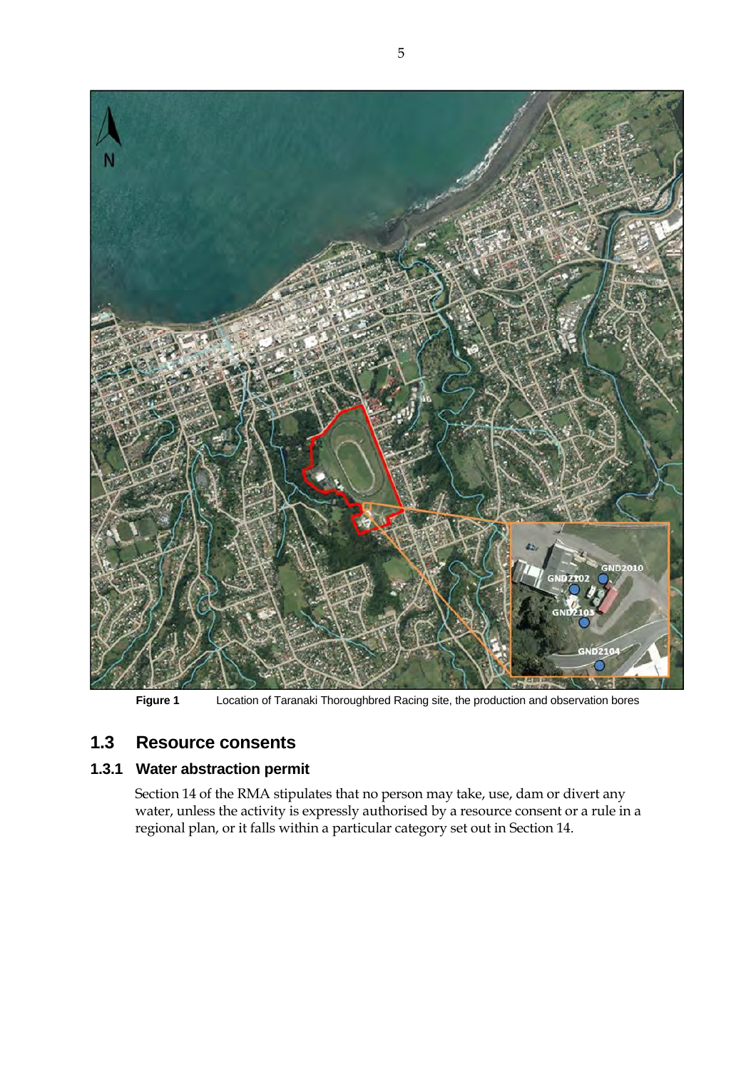**Figure 1** Location of Taranaki Thoroughbred Racing site, the production and observation bores

## 1.3 Resource consents

### 1.3.1 Water abstraction permit

Section 14 of the RMA stipulates that no person may take, use, dam or divert any water, unless the activity is expressly authorised by a resource consent or a rule in a regional plan, or it falls within a particular category set out in Section 14.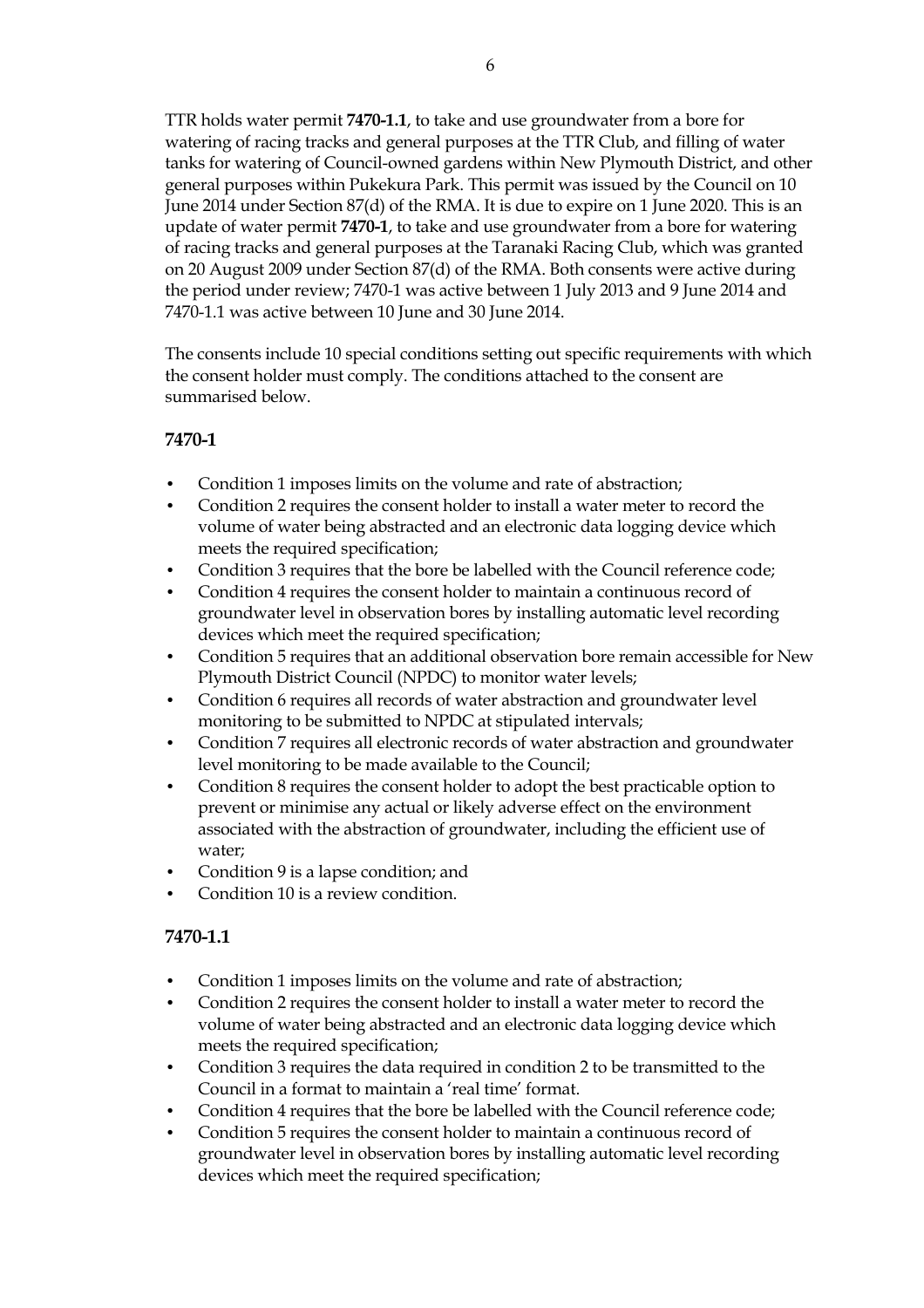TTR holds water permit **7470-1.1**, to take and use groundwater from a bore for watering of racing tracks and general purposes at the TTR Club, and filling of water tanks for watering of Council-owned gardens within New Plymouth District, and other general purposes within Pukekura Park. This permit was issued by the Council on 10 June 2014 under Section 87(d) of the RMA. It is due to expire on 1 June 2020. This is an update of water permit **7470-1**, to take and use groundwater from a bore for watering of racing tracks and general purposes at the Taranaki Racing Club, which was granted on 20 August 2009 under Section 87(d) of the RMA. Both consents were active during the period under review; 7470-1 was active between 1 July 2013 and 9 June 2014 and 7470-1.1 was active between 10 June and 30 June 2014.

The consents include 10 special conditions setting out specific requirements with which the consent holder must comply. The conditions attached to the consent are summarised below.

### 7470-1

- Condition 1 imposes limits on the volume and rate of abstraction;
- Condition 2 requires the consent holder to install a water meter to record the volume of water being abstracted and an electronic data logging device which meets the required specification;
- Condition 3 requires that the bore be labelled with the Council reference code;
- Condition 4 requires the consent holder to maintain a continuous record of groundwater level in observation bores by installing automatic level recording devices which meet the required specification;
- Condition 5 requires that an additional observation bore remain accessible for New Plymouth District Council (NPDC) to monitor water levels;
- Condition 6 requires all records of water abstraction and groundwater level monitoring to be submitted to NPDC at stipulated intervals;
- Condition 7 requires all electronic records of water abstraction and groundwater level monitoring to be made available to the Council;
- Condition 8 requires the consent holder to adopt the best practicable option to prevent or minimise any actual or likely adverse effect on the environment associated with the abstraction of groundwater, including the efficient use of water;
- Condition 9 is a lapse condition; and
- Condition 10 is a review condition.

### 7470-1.1

- Condition 1 imposes limits on the volume and rate of abstraction;
- Condition 2 requires the consent holder to install a water meter to record the volume of water being abstracted and an electronic data logging device which meets the required specification;
- Condition 3 requires the data required in condition 2 to be transmitted to the Council in a format to maintain a 'real time' format.
- Condition 4 requires that the bore be labelled with the Council reference code;
- Condition 5 requires the consent holder to maintain a continuous record of groundwater level in observation bores by installing automatic level recording devices which meet the required specification;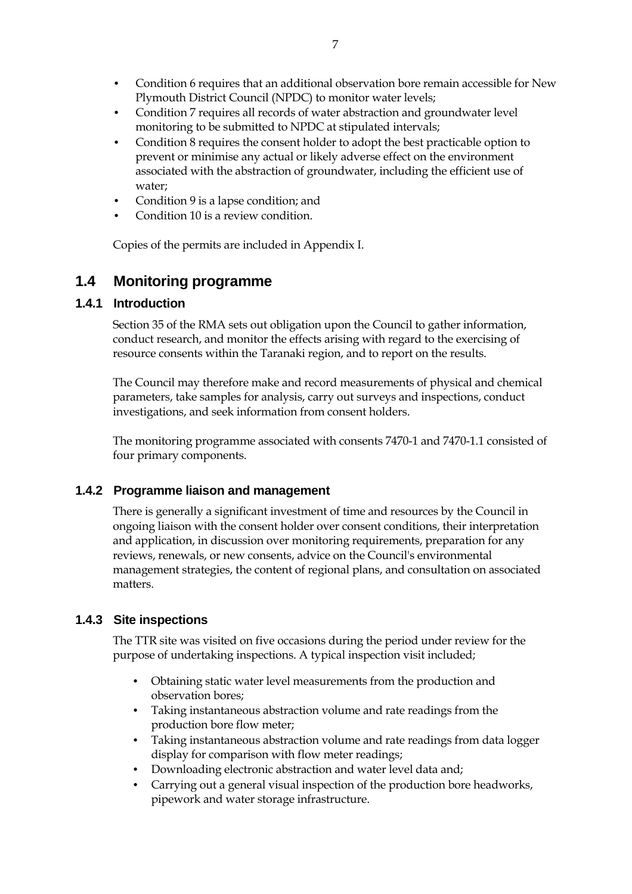- Condition 6 requires that an additional observation bore remain accessible for New Plymouth District Council (NPDC) to monitor water levels;
- Condition 7 requires all records of water abstraction and groundwater level monitoring to be submitted to NPDC at stipulated intervals;
- Condition 8 requires the consent holder to adopt the best practicable option to prevent or minimise any actual or likely adverse effect on the environment associated with the abstraction of groundwater, including the efficient use of water;
- Condition 9 is a lapse condition; and
- Condition 10 is a review condition.

Copies of the permits are included in Appendix I.

## 1.4 Monitoring programme

### 1.4.1 Introduction

Section 35 of the RMA sets out obligation upon the Council to gather information, conduct research, and monitor the effects arising with regard to the exercising of resource consents within the Taranaki region, and to report on the results.

The Council may therefore make and record measurements of physical and chemical parameters, take samples for analysis, carry out surveys and inspections, conduct investigations, and seek information from consent holders.

The monitoring programme associated with consents 7470-1 and 7470-1.1 consisted of four primary components.

### 1.4.2 Programme liaison and management

There is generally a significant investment of time and resources by the Council in ongoing liaison with the consent holder over consent conditions, their interpretation and application, in discussion over monitoring requirements, preparation for any reviews, renewals, or new consents, advice on the Council's environmental management strategies, the content of regional plans, and consultation on associated matters.

### 1.4.3 Site inspections

The TTR site was visited on five occasions during the period under review for the purpose of undertaking inspections. A typical inspection visit included;

- Obtaining static water level measurements from the production and observation bores;
- Taking instantaneous abstraction volume and rate readings from the production bore flow meter;
- Taking instantaneous abstraction volume and rate readings from data logger display for comparison with flow meter readings;
- Downloading electronic abstraction and water level data and;
- Carrying out a general visual inspection of the production bore headworks, pipework and water storage infrastructure.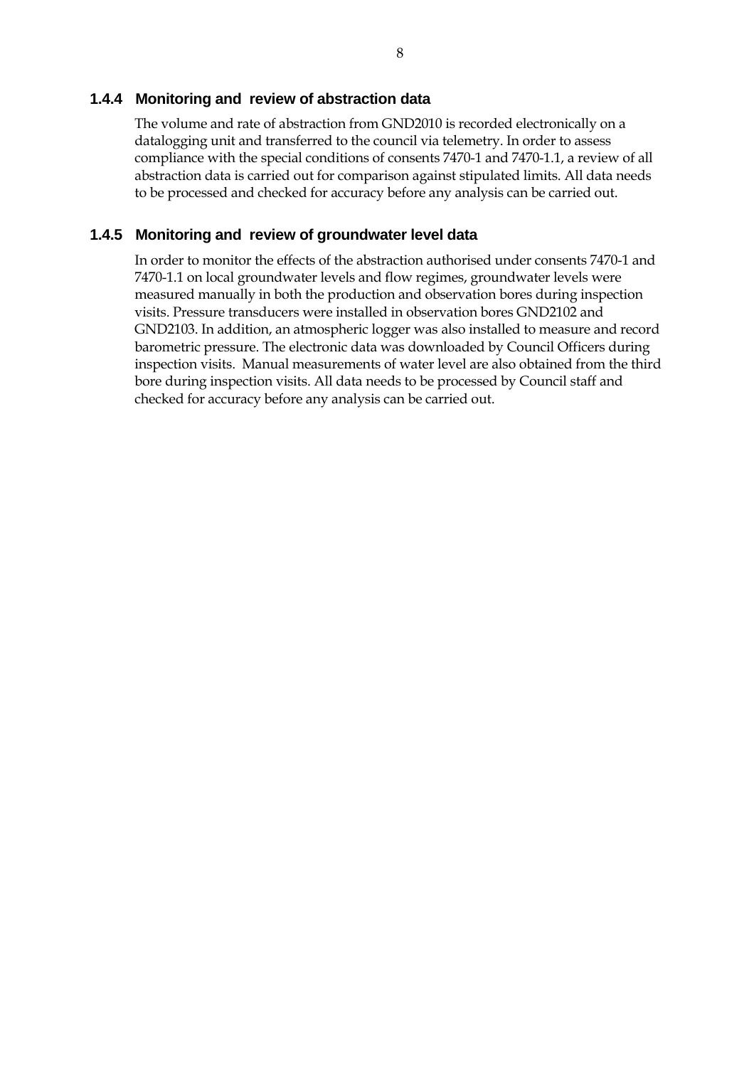### 1.4.4 Monitoring and review of abstraction data

The volume and rate of abstraction from GND2010 is recorded electronically on a datalogging unit and transferred to the council via telemetry. In order to assess compliance with the special conditions of consents 7470-1 and 7470-1.1, a review of all abstraction data is carried out for comparison against stipulated limits. All data needs to be processed and checked for accuracy before any analysis can be carried out.

### 1.4.5 Monitoring and review of groundwater level data

In order to monitor the effects of the abstraction authorised under consents 7470-1 and 7470-1.1 on local groundwater levels and flow regimes, groundwater levels were measured manually in both the production and observation bores during inspection visits. Pressure transducers were installed in observation bores GND2102 and GND2103. In addition, an atmospheric logger was also installed to measure and record barometric pressure. The electronic data was downloaded by Council Officers during inspection visits. Manual measurements of water level are also obtained from the third bore during inspection visits. All data needs to be processed by Council staff and checked for accuracy before any analysis can be carried out.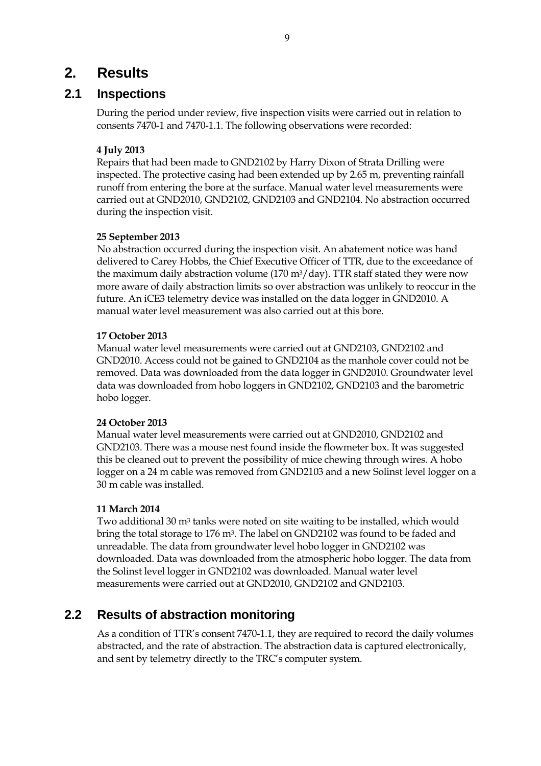# 2. Results

## 2.1 Inspections

During the period under review, five inspection visits were carried out in relation to consents 7470-1 and 7470-1.1. The following observations were recorded:

**4 July 2013**

Repairs that had been made to GND2102 by Harry Dixon of Strata Drilling were inspected. The protective casing had been extended up by 2.65 m, preventing rainfall runoff from entering the bore at the surface. Manual water level measurements were carried out at GND2010, GND2102, GND2103 and GND2104. No abstraction occurred during the inspection visit.

**25 September 2013**

No abstraction occurred during the inspection visit. An abatement notice was hand delivered to Carey Hobbs, the Chief Executive Officer of TTR, due to the exceedance of the maximum daily abstraction volume (170 $m^3$/day). TTR staff stated they were now more aware of daily abstraction limits so over abstraction was unlikely to reoccur in the future. An iCE3 telemetry device was installed on the data logger in GND2010. A manual water level measurement was also carried out at this bore.

**17 October 2013**

Manual water level measurements were carried out at GND2103, GND2102 and GND2010. Access could not be gained to GND2104 as the manhole cover could not be removed. Data was downloaded from the data logger in GND2010. Groundwater level data was downloaded from hobo loggers in GND2102, GND2103 and the barometric hobo logger.

**24 October 2013**

Manual water level measurements were carried out at GND2010, GND2102 and GND2103. There was a mouse nest found inside the flowmeter box. It was suggested this be cleaned out to prevent the possibility of mice chewing through wires. A hobo logger on a 24 m cable was removed from GND2103 and a new Solinst level logger on a 30 m cable was installed.

**11 March 2014**

Two additional 30 $m^3$ tanks were noted on site waiting to be installed, which would bring the total storage to 176 $m^3$. The label on GND2102 was found to be faded and unreadable. The data from groundwater level hobo logger in GND2102 was downloaded. Data was downloaded from the atmospheric hobo logger. The data from the Solinst level logger in GND2102 was downloaded. Manual water level measurements were carried out at GND2010, GND2102 and GND2103.

## 2.2 Results of abstraction monitoring

As a condition of TTR's consent 7470-1.1, they are required to record the daily volumes abstracted, and the rate of abstraction. The abstraction data is captured electronically, and sent by telemetry directly to the TRC's computer system.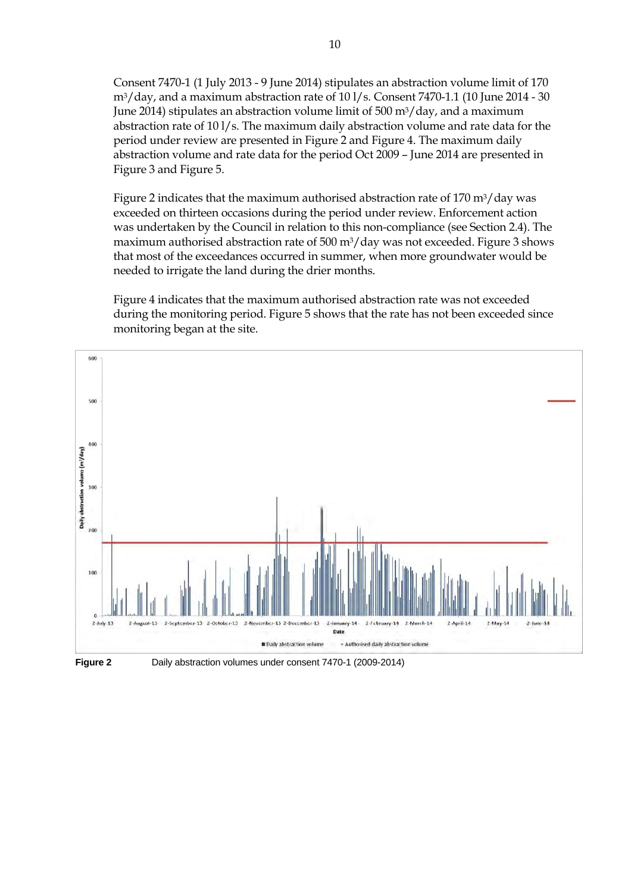Consent 7470-1 (1 July 2013 - 9 June 2014) stipulates an abstraction volume limit of 170 $m^3$/day, and a maximum abstraction rate of 10 l/s. Consent 7470-1.1 (10 June 2014 - 30 June 2014) stipulates an abstraction volume limit of 500 $m^3$/day, and a maximum abstraction rate of 10 l/s. The maximum daily abstraction volume and rate data for the period under review are presented in Figure 2 and Figure 4. The maximum daily abstraction volume and rate data for the period Oct 2009 – June 2014 are presented in Figure 3 and Figure 5.

Figure 2 indicates that the maximum authorised abstraction rate of 170 $m^3$/day was exceeded on thirteen occasions during the period under review. Enforcement action was undertaken by the Council in relation to this non-compliance (see Section 2.4). The maximum authorised abstraction rate of 500 $m^3$/day was not exceeded. Figure 3 shows that most of the exceedances occurred in summer, when more groundwater would be needed to irrigate the land during the drier months.

Figure 4 indicates that the maximum authorised abstraction rate was not exceeded during the monitoring period. Figure 5 shows that the rate has not been exceeded since monitoring began at the site.

**Figure 2** Daily abstraction volumes under consent 7470-1 (2009-2014)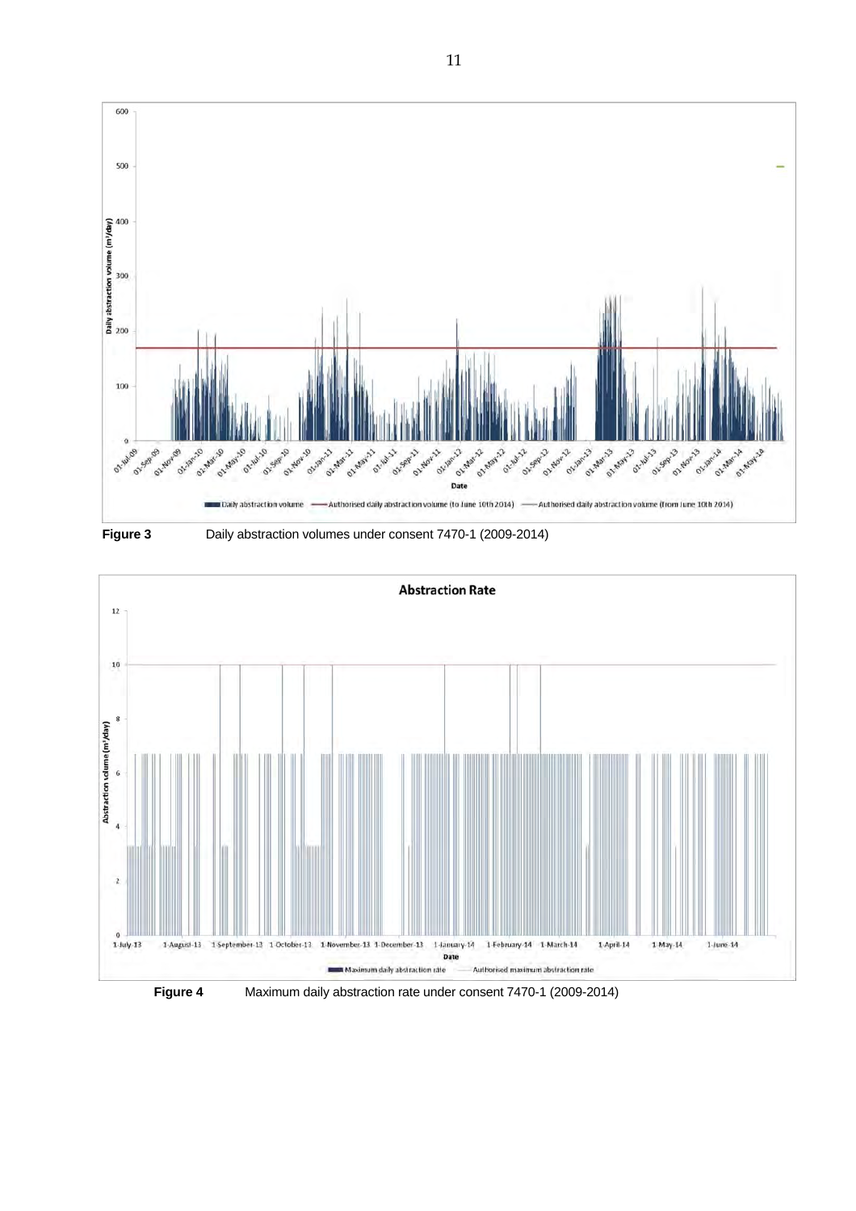Figure 3 Daily abstraction volumes under consent 7470-1 (2009-2014)

Figure 4 Maximum daily abstraction rate under consent 7470-1 (2009-2014)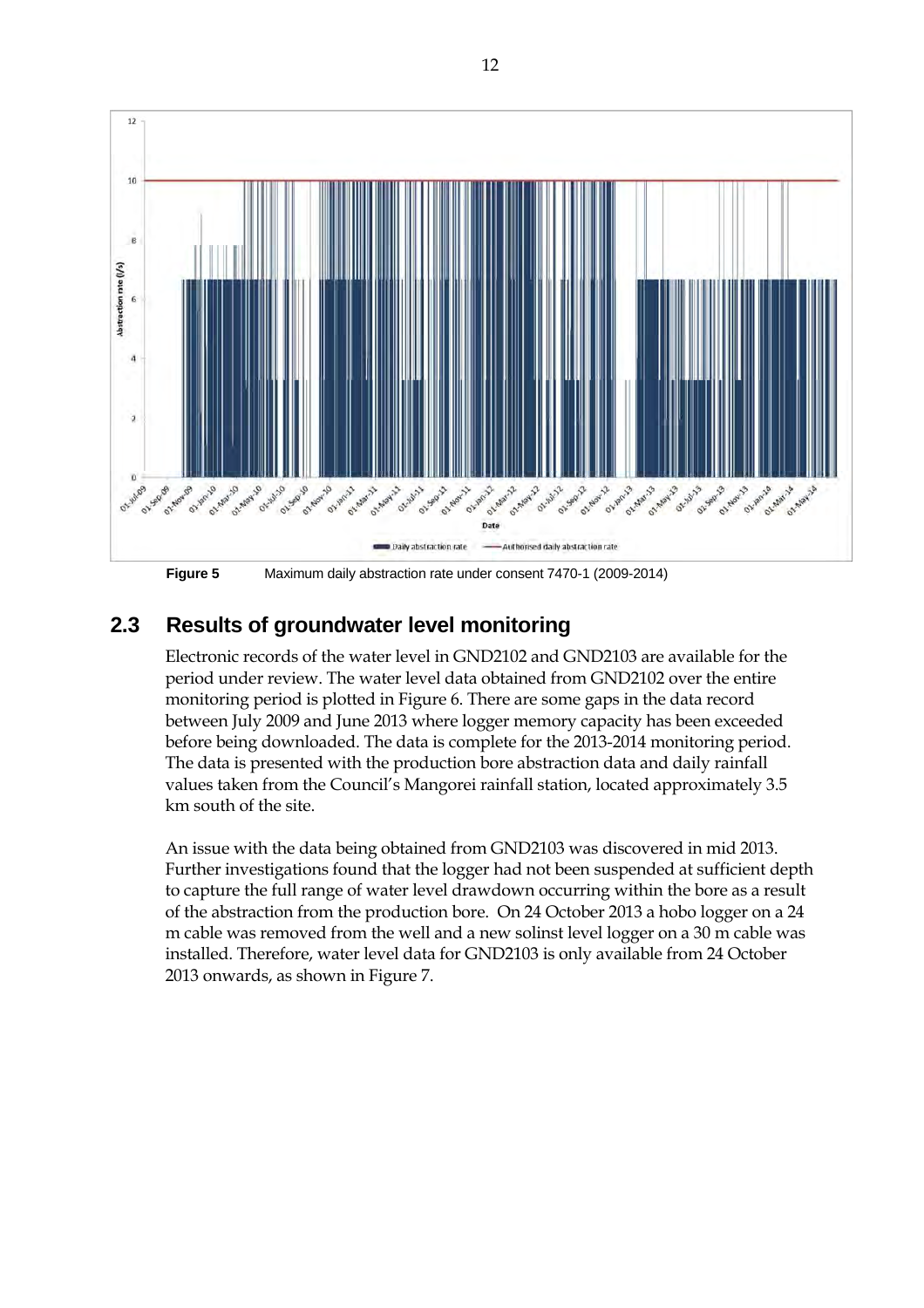Figure 5 Maximum daily abstraction rate under consent 7470-1 (2009-2014)

## 2.3 Results of groundwater level monitoring

Electronic records of the water level in GND2102 and GND2103 are available for the period under review. The water level data obtained from GND2102 over the entire monitoring period is plotted in Figure 6. There are some gaps in the data record between July 2009 and June 2013 where logger memory capacity has been exceeded before being downloaded. The data is complete for the 2013-2014 monitoring period. The data is presented with the production bore abstraction data and daily rainfall values taken from the Council's Mangorei rainfall station, located approximately 3.5 km south of the site.

An issue with the data being obtained from GND2103 was discovered in mid 2013. Further investigations found that the logger had not been suspended at sufficient depth to capture the full range of water level drawdown occurring within the bore as a result of the abstraction from the production bore. On 24 October 2013 a hobo logger on a 24 m cable was removed from the well and a new solinst level logger on a 30 m cable was installed. Therefore, water level data for GND2103 is only available from 24 October 2013 onwards, as shown in Figure 7.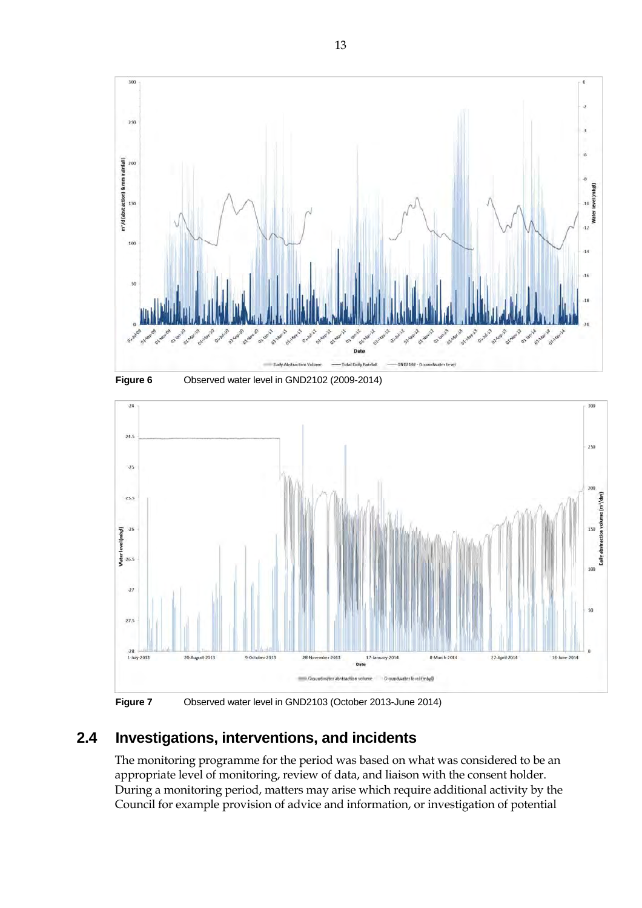**Figure 6** Observed water level in GND2102 (2009-2014)

**Figure 7** Observed water level in GND2103 (October 2013-June 2014)

## 2.4 Investigations, interventions, and incidents

The monitoring programme for the period was based on what was considered to be an appropriate level of monitoring, review of data, and liaison with the consent holder. During a monitoring period, matters may arise which require additional activity by the Council for example provision of advice and information, or investigation of potential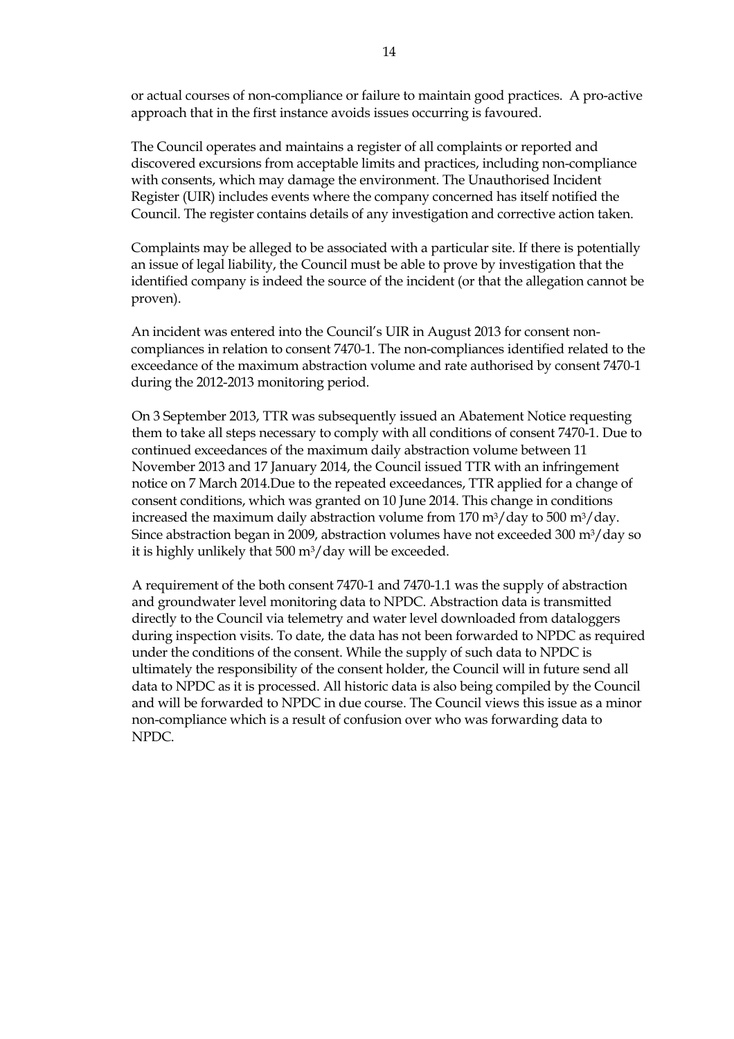or actual courses of non-compliance or failure to maintain good practices. A pro-active approach that in the first instance avoids issues occurring is favoured.

The Council operates and maintains a register of all complaints or reported and discovered excursions from acceptable limits and practices, including non-compliance with consents, which may damage the environment. The Unauthorised Incident Register (UIR) includes events where the company concerned has itself notified the Council. The register contains details of any investigation and corrective action taken.

Complaints may be alleged to be associated with a particular site. If there is potentially an issue of legal liability, the Council must be able to prove by investigation that the identified company is indeed the source of the incident (or that the allegation cannot be proven).

An incident was entered into the Council's UIR in August 2013 for consent non-compliances in relation to consent 7470-1. The non-compliances identified related to the exceedance of the maximum abstraction volume and rate authorised by consent 7470-1 during the 2012-2013 monitoring period.

On 3 September 2013, TTR was subsequently issued an Abatement Notice requesting them to take all steps necessary to comply with all conditions of consent 7470-1. Due to continued exceedances of the maximum daily abstraction volume between 11 November 2013 and 17 January 2014, the Council issued TTR with an infringement notice on 7 March 2014.Due to the repeated exceedances, TTR applied for a change of consent conditions, which was granted on 10 June 2014. This change in conditions increased the maximum daily abstraction volume from 170 $m^3$/day to 500 $m^3$/day. Since abstraction began in 2009, abstraction volumes have not exceeded 300 $m^3$/day so it is highly unlikely that 500 $m^3$/day will be exceeded.

A requirement of the both consent 7470-1 and 7470-1.1 was the supply of abstraction and groundwater level monitoring data to NPDC. Abstraction data is transmitted directly to the Council via telemetry and water level downloaded from dataloggers during inspection visits. To date, the data has not been forwarded to NPDC as required under the conditions of the consent. While the supply of such data to NPDC is ultimately the responsibility of the consent holder, the Council will in future send all data to NPDC as it is processed. All historic data is also being compiled by the Council and will be forwarded to NPDC in due course. The Council views this issue as a minor non-compliance which is a result of confusion over who was forwarding data to NPDC.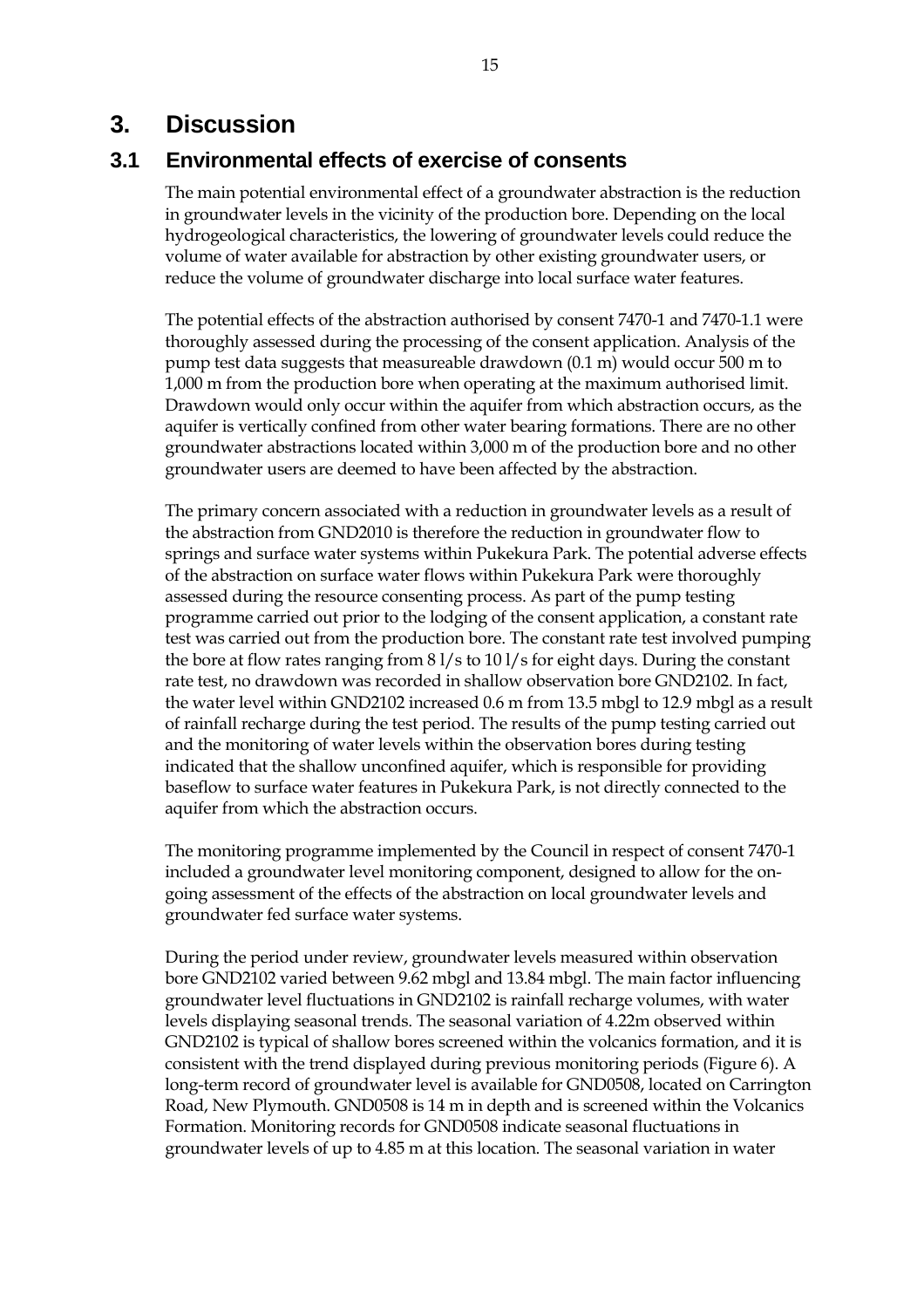# 3. Discussion

## 3.1 Environmental effects of exercise of consents

The main potential environmental effect of a groundwater abstraction is the reduction in groundwater levels in the vicinity of the production bore. Depending on the local hydrogeological characteristics, the lowering of groundwater levels could reduce the volume of water available for abstraction by other existing groundwater users, or reduce the volume of groundwater discharge into local surface water features.

The potential effects of the abstraction authorised by consent 7470-1 and 7470-1.1 were thoroughly assessed during the processing of the consent application. Analysis of the pump test data suggests that measureable drawdown (0.1 m) would occur 500 m to 1,000 m from the production bore when operating at the maximum authorised limit. Drawdown would only occur within the aquifer from which abstraction occurs, as the aquifer is vertically confined from other water bearing formations. There are no other groundwater abstractions located within 3,000 m of the production bore and no other groundwater users are deemed to have been affected by the abstraction.

The primary concern associated with a reduction in groundwater levels as a result of the abstraction from GND2010 is therefore the reduction in groundwater flow to springs and surface water systems within Pukekura Park. The potential adverse effects of the abstraction on surface water flows within Pukekura Park were thoroughly assessed during the resource consenting process. As part of the pump testing programme carried out prior to the lodging of the consent application, a constant rate test was carried out from the production bore. The constant rate test involved pumping the bore at flow rates ranging from 8 l/s to 10 l/s for eight days. During the constant rate test, no drawdown was recorded in shallow observation bore GND2102. In fact, the water level within GND2102 increased 0.6 m from 13.5 mbgl to 12.9 mbgl as a result of rainfall recharge during the test period. The results of the pump testing carried out and the monitoring of water levels within the observation bores during testing indicated that the shallow unconfined aquifer, which is responsible for providing baseflow to surface water features in Pukekura Park, is not directly connected to the aquifer from which the abstraction occurs.

The monitoring programme implemented by the Council in respect of consent 7470-1 included a groundwater level monitoring component, designed to allow for the on-going assessment of the effects of the abstraction on local groundwater levels and groundwater fed surface water systems.

During the period under review, groundwater levels measured within observation bore GND2102 varied between 9.62 mbgl and 13.84 mbgl. The main factor influencing groundwater level fluctuations in GND2102 is rainfall recharge volumes, with water levels displaying seasonal trends. The seasonal variation of 4.22m observed within GND2102 is typical of shallow bores screened within the volcanics formation, and it is consistent with the trend displayed during previous monitoring periods (Figure 6). A long-term record of groundwater level is available for GND0508, located on Carrington Road, New Plymouth. GND0508 is 14 m in depth and is screened within the Volcanics Formation. Monitoring records for GND0508 indicate seasonal fluctuations in groundwater levels of up to 4.85 m at this location. The seasonal variation in water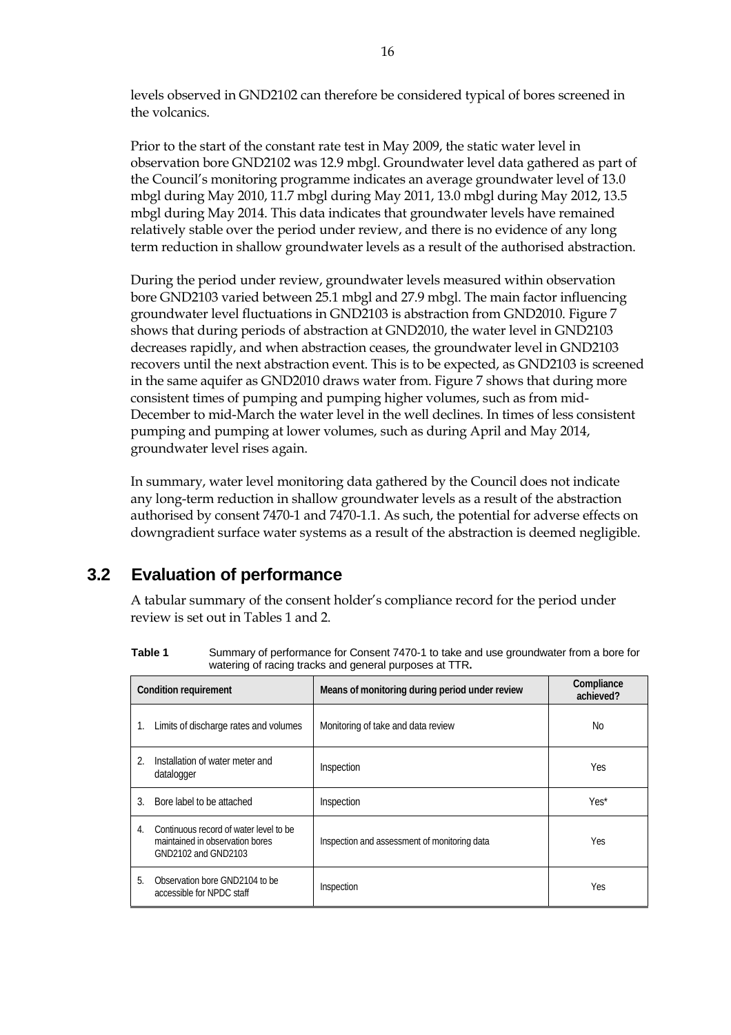levels observed in GND2102 can therefore be considered typical of bores screened in the volcanics.

Prior to the start of the constant rate test in May 2009, the static water level in observation bore GND2102 was 12.9 mbgl. Groundwater level data gathered as part of the Council's monitoring programme indicates an average groundwater level of 13.0 mbgl during May 2010, 11.7 mbgl during May 2011, 13.0 mbgl during May 2012, 13.5 mbgl during May 2014. This data indicates that groundwater levels have remained relatively stable over the period under review, and there is no evidence of any long term reduction in shallow groundwater levels as a result of the authorised abstraction.

During the period under review, groundwater levels measured within observation bore GND2103 varied between 25.1 mbgl and 27.9 mbgl. The main factor influencing groundwater level fluctuations in GND2103 is abstraction from GND2010. Figure 7 shows that during periods of abstraction at GND2010, the water level in GND2103 decreases rapidly, and when abstraction ceases, the groundwater level in GND2103 recovers until the next abstraction event. This is to be expected, as GND2103 is screened in the same aquifer as GND2010 draws water from. Figure 7 shows that during more consistent times of pumping and pumping higher volumes, such as from mid-December to mid-March the water level in the well declines. In times of less consistent pumping and pumping at lower volumes, such as during April and May 2014, groundwater level rises again.

In summary, water level monitoring data gathered by the Council does not indicate any long-term reduction in shallow groundwater levels as a result of the abstraction authorised by consent 7470-1 and 7470-1.1. As such, the potential for adverse effects on downgradient surface water systems as a result of the abstraction is deemed negligible.

## 3.2 Evaluation of performance

A tabular summary of the consent holder's compliance record for the period under review is set out in Tables 1 and 2.

**Table 1** Summary of performance for Consent 7470-1 to take and use groundwater from a bore for watering of racing tracks and general purposes at TTR.

| Condition requirement | Means of monitoring during period under review | Compliance achieved? |
|---|---|---|
| 1. Limits of discharge rates and volumes | Monitoring of take and data review | No |
| 2. Installation of water meter and datalogger | Inspection | Yes |
| 3. Bore label to be attached | Inspection | Yes* |
| 4. Continuous record of water level to be maintained in observation bores GND2102 and GND2103 | Inspection and assessment of monitoring data | Yes |
| 5. Observation bore GND2104 to be accessible for NPDC staff | Inspection | Yes |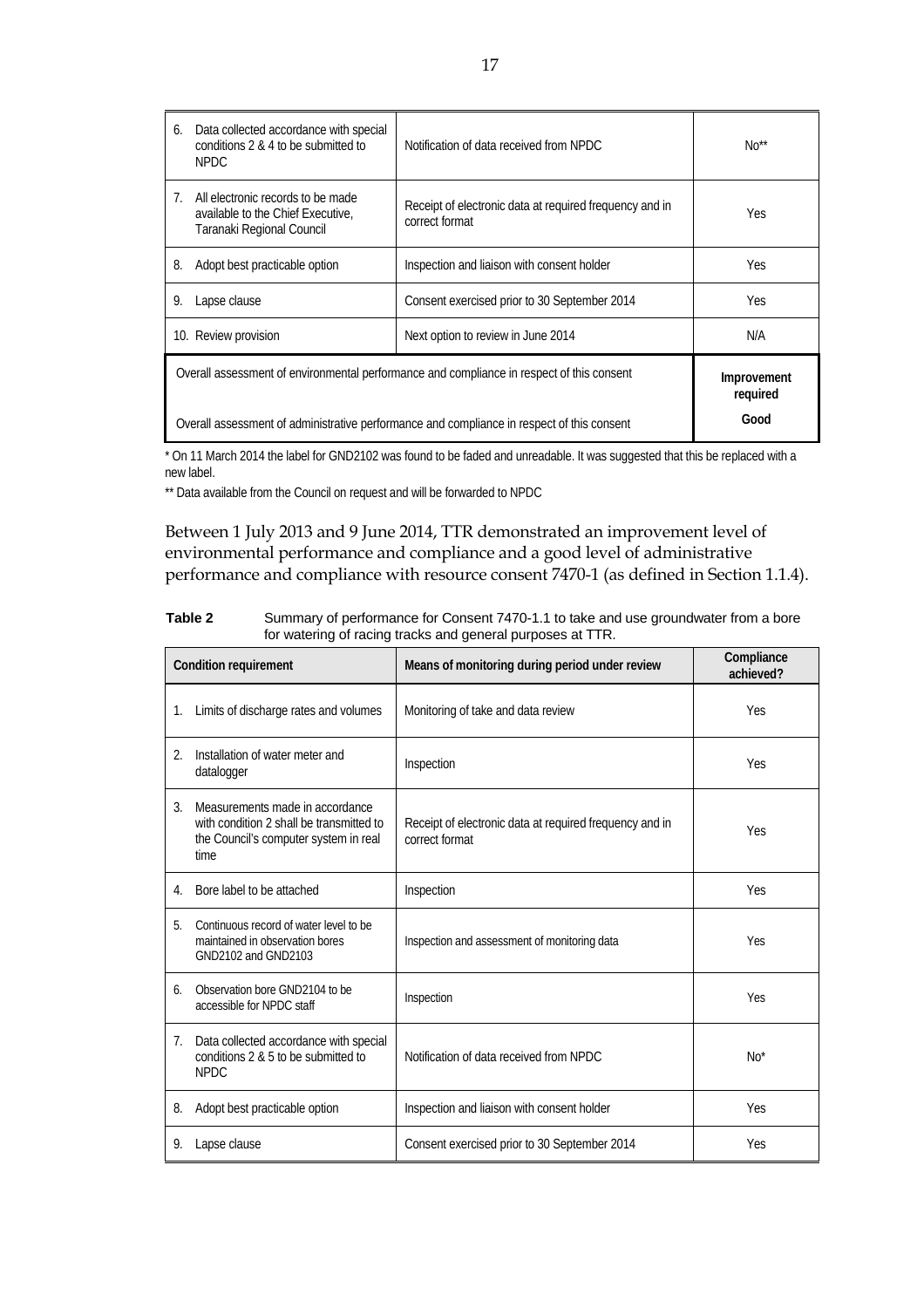| Condition requirement | Means of monitoring during period under review | Compliance achieved? |
|---|---|---|
| 6. Data collected accordance with special conditions 2 & 4 to be submitted to NPDC | Notification of data received from NPDC | No** |
| 7. All electronic records to be made available to the Chief Executive, Taranaki Regional Council | Receipt of electronic data at required frequency and in correct format | Yes |
| 8. Adopt best practicable option | Inspection and liaison with consent holder | Yes |
| 9. Lapse clause | Consent exercised prior to 30 September 2014 | Yes |
| 10. Review provision | Next option to review in June 2014 | N/A |
| Overall assessment of environmental performance and compliance in respect of this consent | | **Improvement required** |
| Overall assessment of administrative performance and compliance in respect of this consent | | **Good** |

* On 11 March 2014 the label for GND2102 was found to be faded and unreadable. It was suggested that this be replaced with a new label.

** Data available from the Council on request and will be forwarded to NPDC

Between 1 July 2013 and 9 June 2014, TTR demonstrated an improvement level of environmental performance and compliance and a good level of administrative performance and compliance with resource consent 7470-1 (as defined in Section 1.1.4).

**Table 2** Summary of performance for Consent 7470-1.1 to take and use groundwater from a bore for watering of racing tracks and general purposes at TTR.

| Condition requirement | Means of monitoring during period under review | Compliance achieved? |
|---|---|---|
| 1. Limits of discharge rates and volumes | Monitoring of take and data review | Yes |
| 2. Installation of water meter and datalogger | Inspection | Yes |
| 3. Measurements made in accordance with condition 2 shall be transmitted to the Council's computer system in real time | Receipt of electronic data at required frequency and in correct format | Yes |
| 4. Bore label to be attached | Inspection | Yes |
| 5. Continuous record of water level to be maintained in observation bores GND2102 and GND2103 | Inspection and assessment of monitoring data | Yes |
| 6. Observation bore GND2104 to be accessible for NPDC staff | Inspection | Yes |
| 7. Data collected accordance with special conditions 2 & 5 to be submitted to NPDC | Notification of data received from NPDC | No* |
| 8. Adopt best practicable option | Inspection and liaison with consent holder | Yes |
| 9. Lapse clause | Consent exercised prior to 30 September 2014 | Yes |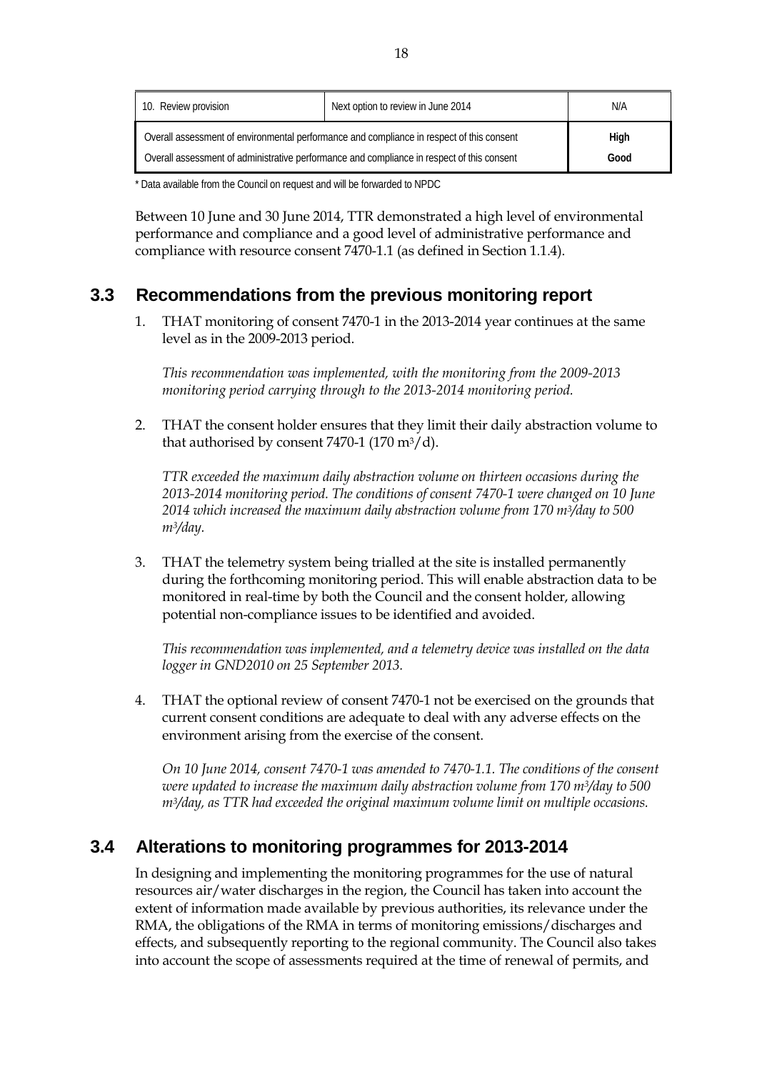| 10. Review provision | Next option to review in June 2014 | N/A |
|---|---|---|
| Overall assessment of environmental performance and compliance in respect of this consent | | **High** |
| Overall assessment of administrative performance and compliance in respect of this consent | | **Good** |

* Data available from the Council on request and will be forwarded to NPDC

Between 10 June and 30 June 2014, TTR demonstrated a high level of environmental performance and compliance and a good level of administrative performance and compliance with resource consent 7470-1.1 (as defined in Section 1.1.4).

## 3.3 Recommendations from the previous monitoring report

1. THAT monitoring of consent 7470-1 in the 2013-2014 year continues at the same level as in the 2009-2013 period.

   *This recommendation was implemented, with the monitoring from the 2009-2013 monitoring period carrying through to the 2013-2014 monitoring period.*

2. THAT the consent holder ensures that they limit their daily abstraction volume to that authorised by consent 7470-1 (170 $m^3$/d).

   *TTR exceeded the maximum daily abstraction volume on thirteen occasions during the 2013-2014 monitoring period. The conditions of consent 7470-1 were changed on 10 June 2014 which increased the maximum daily abstraction volume from 170 $m^3$/day to 500 $m^3$/day.*

3. THAT the telemetry system being trialled at the site is installed permanently during the forthcoming monitoring period. This will enable abstraction data to be monitored in real-time by both the Council and the consent holder, allowing potential non-compliance issues to be identified and avoided.

   *This recommendation was implemented, and a telemetry device was installed on the data logger in GND2010 on 25 September 2013.*

4. THAT the optional review of consent 7470-1 not be exercised on the grounds that current consent conditions are adequate to deal with any adverse effects on the environment arising from the exercise of the consent.

   *On 10 June 2014, consent 7470-1 was amended to 7470-1.1. The conditions of the consent were updated to increase the maximum daily abstraction volume from 170 $m^3$/day to 500 $m^3$/day, as TTR had exceeded the original maximum volume limit on multiple occasions.*

## 3.4 Alterations to monitoring programmes for 2013-2014

In designing and implementing the monitoring programmes for the use of natural resources air/water discharges in the region, the Council has taken into account the extent of information made available by previous authorities, its relevance under the RMA, the obligations of the RMA in terms of monitoring emissions/discharges and effects, and subsequently reporting to the regional community. The Council also takes into account the scope of assessments required at the time of renewal of permits, and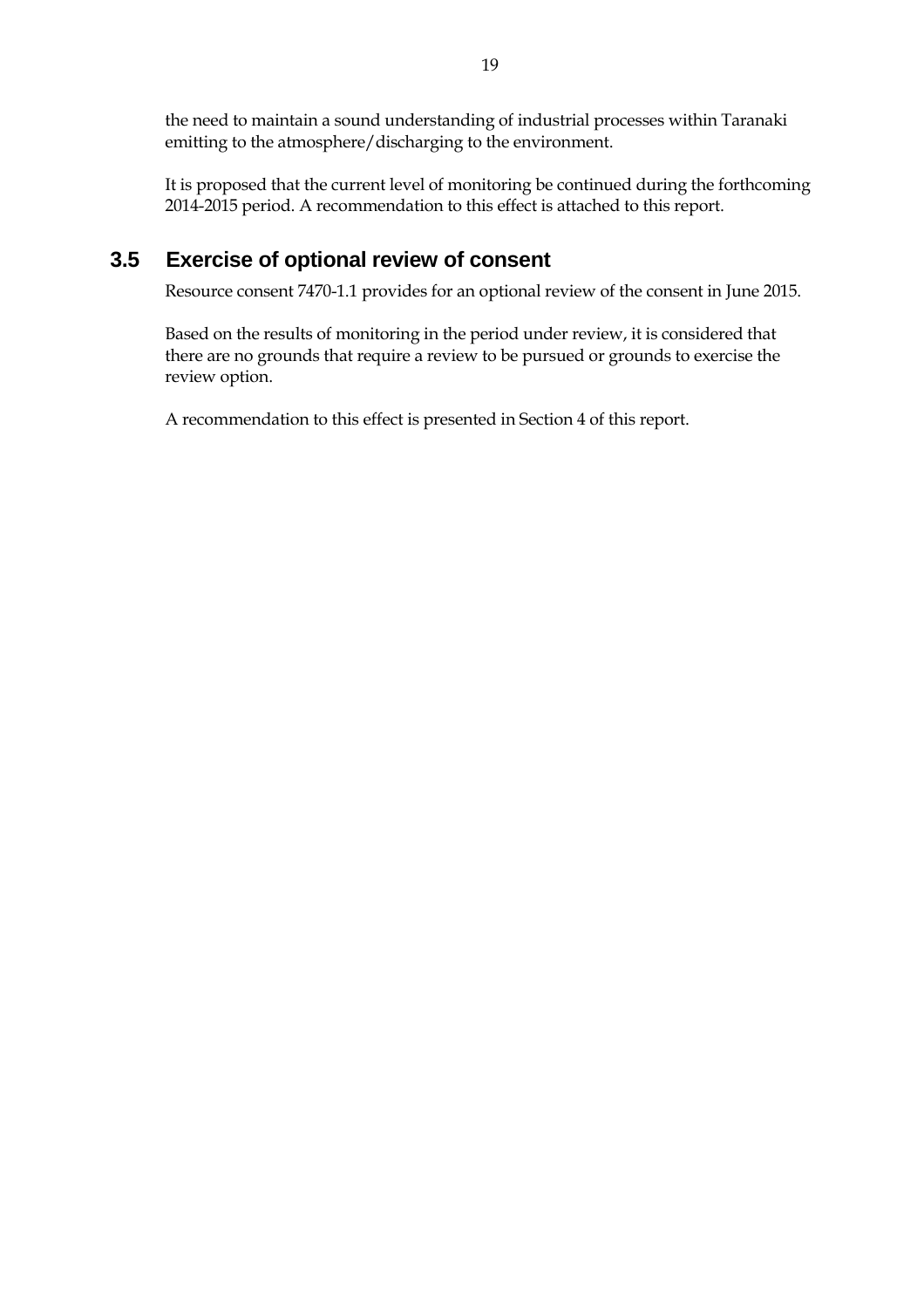the need to maintain a sound understanding of industrial processes within Taranaki emitting to the atmosphere/discharging to the environment.

It is proposed that the current level of monitoring be continued during the forthcoming 2014-2015 period. A recommendation to this effect is attached to this report.

## 3.5 Exercise of optional review of consent

Resource consent 7470-1.1 provides for an optional review of the consent in June 2015.

Based on the results of monitoring in the period under review, it is considered that there are no grounds that require a review to be pursued or grounds to exercise the review option.

A recommendation to this effect is presented in Section 4 of this report.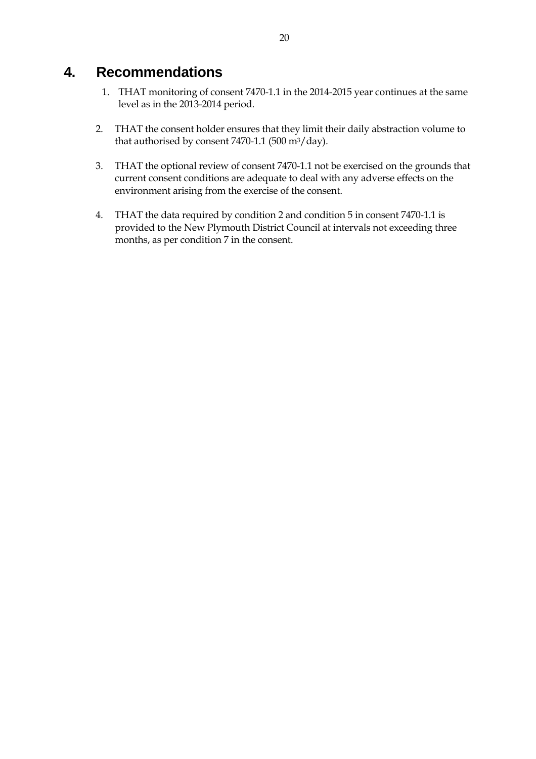# 4. Recommendations

1. THAT monitoring of consent 7470-1.1 in the 2014-2015 year continues at the same level as in the 2013-2014 period.

2. THAT the consent holder ensures that they limit their daily abstraction volume to that authorised by consent 7470-1.1 (500 $m^3$/day).

3. THAT the optional review of consent 7470-1.1 not be exercised on the grounds that current consent conditions are adequate to deal with any adverse effects on the environment arising from the exercise of the consent.

4. THAT the data required by condition 2 and condition 5 in consent 7470-1.1 is provided to the New Plymouth District Council at intervals not exceeding three months, as per condition 7 in the consent.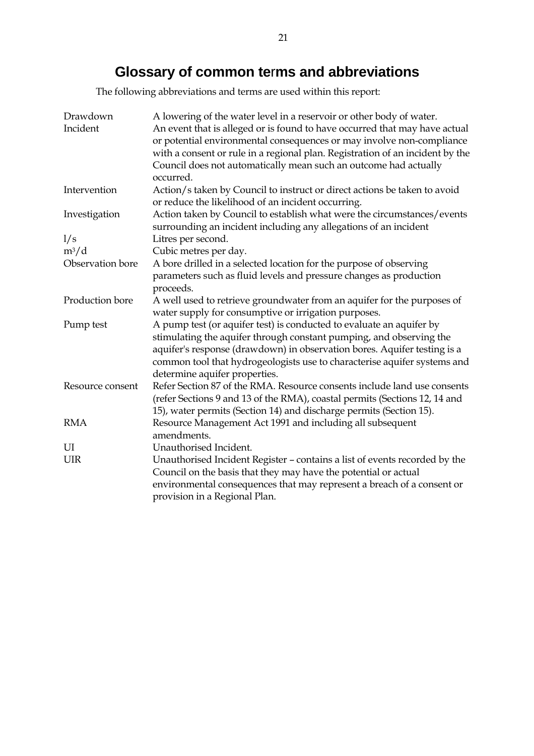# Glossary of common terms and abbreviations

The following abbreviations and terms are used within this report:

| | |
|---|---|
| Drawdown | A lowering of the water level in a reservoir or other body of water. |
| Incident | An event that is alleged or is found to have occurred that may have actual or potential environmental consequences or may involve non-compliance with a consent or rule in a regional plan. Registration of an incident by the Council does not automatically mean such an outcome had actually occurred. |
| Intervention | Action/s taken by Council to instruct or direct actions be taken to avoid or reduce the likelihood of an incident occurring. |
| Investigation | Action taken by Council to establish what were the circumstances/events surrounding an incident including any allegations of an incident |
| l/s | Litres per second. |
| $m^3/d$ | Cubic metres per day. |
| Observation bore | A bore drilled in a selected location for the purpose of observing parameters such as fluid levels and pressure changes as production proceeds. |
| Production bore | A well used to retrieve groundwater from an aquifer for the purposes of water supply for consumptive or irrigation purposes. |
| Pump test | A pump test (or aquifer test) is conducted to evaluate an aquifer by stimulating the aquifer through constant pumping, and observing the aquifer's response (drawdown) in observation bores. Aquifer testing is a common tool that hydrogeologists use to characterise aquifer systems and determine aquifer properties. |
| Resource consent | Refer Section 87 of the RMA. Resource consents include land use consents (refer Sections 9 and 13 of the RMA), coastal permits (Sections 12, 14 and 15), water permits (Section 14) and discharge permits (Section 15). |
| RMA | Resource Management Act 1991 and including all subsequent amendments. |
| UI | Unauthorised Incident. |
| UIR | Unauthorised Incident Register – contains a list of events recorded by the Council on the basis that they may have the potential or actual environmental consequences that may represent a breach of a consent or provision in a Regional Plan. |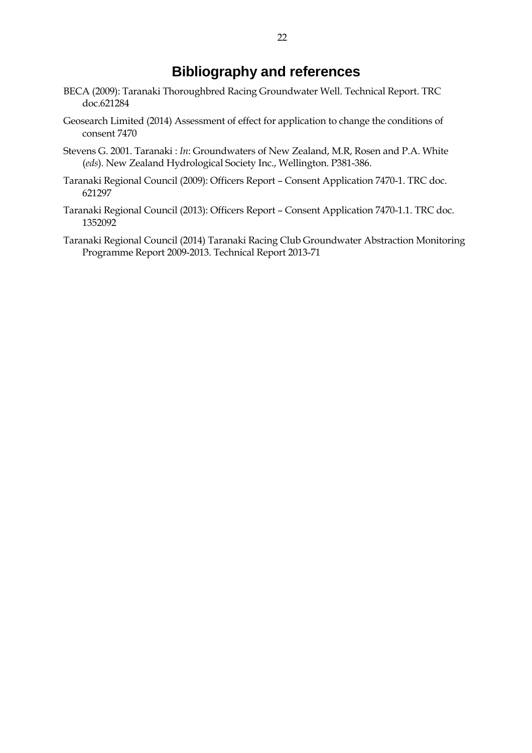# Bibliography and references

BECA (2009): Taranaki Thoroughbred Racing Groundwater Well. Technical Report. TRC doc.621284

Geosearch Limited (2014) Assessment of effect for application to change the conditions of consent 7470

Stevens G. 2001. Taranaki : *In*: Groundwaters of New Zealand, M.R, Rosen and P.A. White (*eds*). New Zealand Hydrological Society Inc., Wellington. P381-386.

Taranaki Regional Council (2009): Officers Report – Consent Application 7470-1. TRC doc. 621297

Taranaki Regional Council (2013): Officers Report – Consent Application 7470-1.1. TRC doc. 1352092

Taranaki Regional Council (2014) Taranaki Racing Club Groundwater Abstraction Monitoring Programme Report 2009-2013. Technical Report 2013-71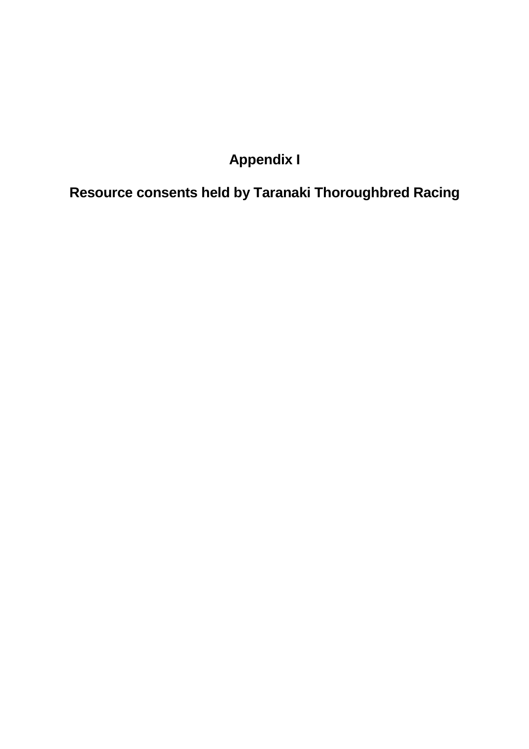# Appendix I

# Resource consents held by Taranaki Thoroughbred Racing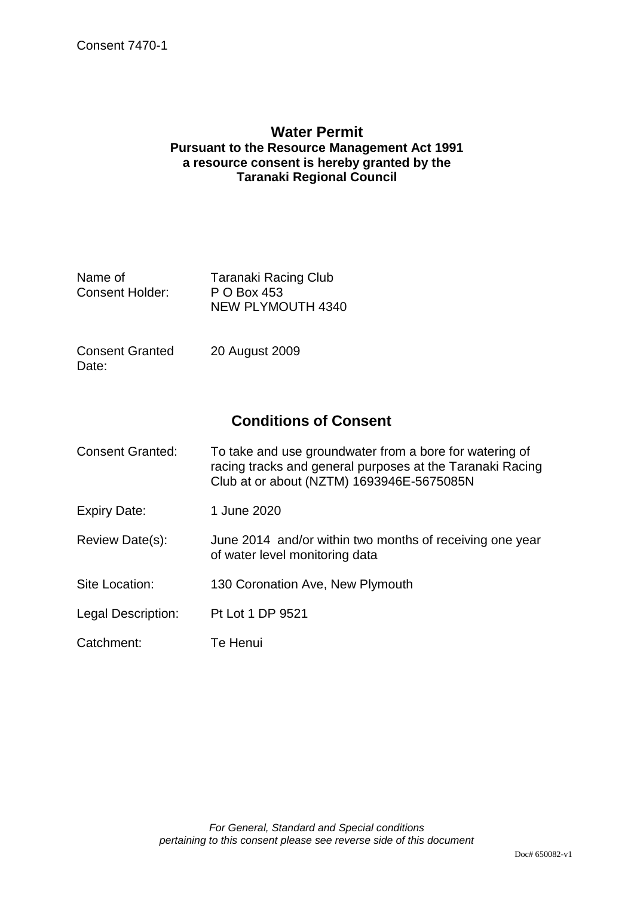Consent 7470-1

# Water Permit

**Pursuant to the Resource Management Act 1991**
**a resource consent is hereby granted by the**
**Taranaki Regional Council**

| | |
|---|---|
| Name of Consent Holder: | Taranaki Racing Club<br>P O Box 453<br>NEW PLYMOUTH 4340 |
| Consent Granted Date: | 20 August 2009 |

## Conditions of Consent

| | |
|---|---|
| Consent Granted: | To take and use groundwater from a bore for watering of racing tracks and general purposes at the Taranaki Racing Club at or about (NZTM) 1693946E-5675085N |
| Expiry Date: | 1 June 2020 |
| Review Date(s): | June 2014 and/or within two months of receiving one year of water level monitoring data |
| Site Location: | 130 Coronation Ave, New Plymouth |
| Legal Description: | Pt Lot 1 DP 9521 |
| Catchment: | Te Henui |

*For General, Standard and Special conditions pertaining to this consent please see reverse side of this document*

Doc# 650082-v1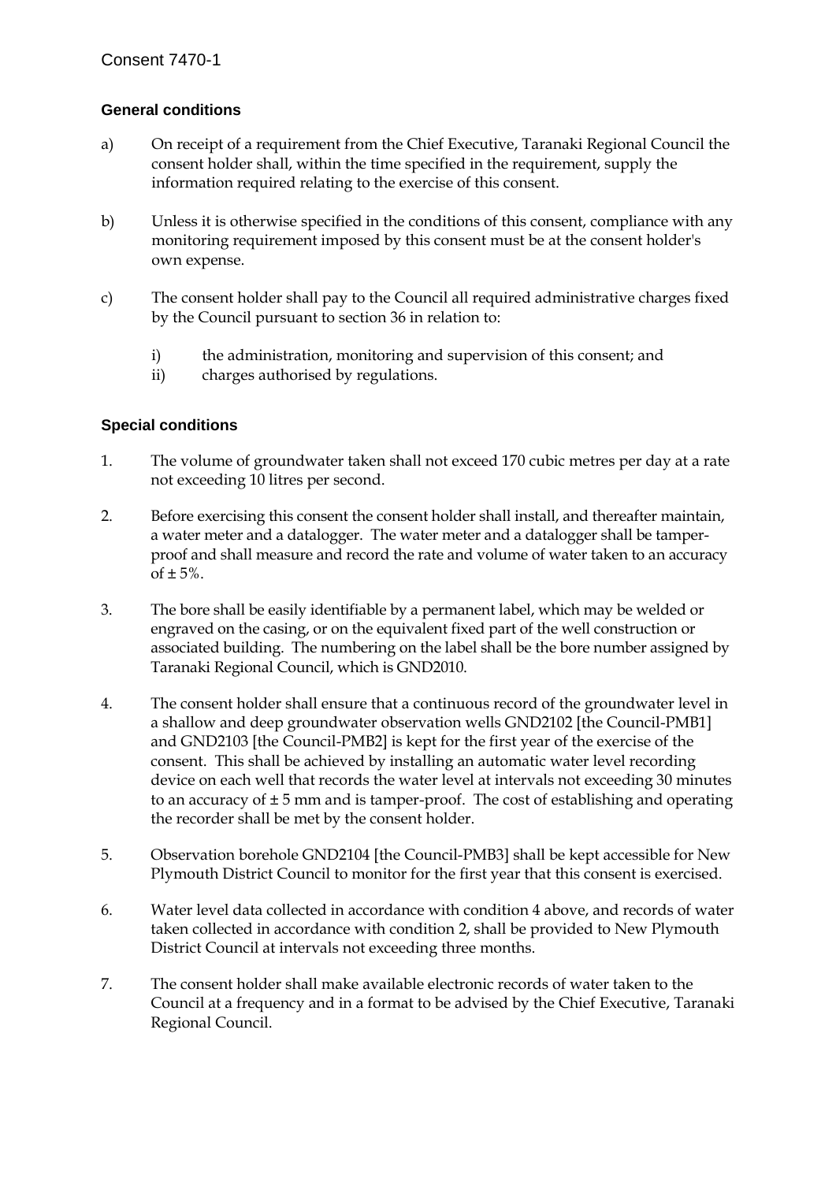Consent 7470-1

### General conditions

a) On receipt of a requirement from the Chief Executive, Taranaki Regional Council the consent holder shall, within the time specified in the requirement, supply the information required relating to the exercise of this consent.

b) Unless it is otherwise specified in the conditions of this consent, compliance with any monitoring requirement imposed by this consent must be at the consent holder's own expense.

c) The consent holder shall pay to the Council all required administrative charges fixed by the Council pursuant to section 36 in relation to:

  i) the administration, monitoring and supervision of this consent; and
  ii) charges authorised by regulations.

### Special conditions

1. The volume of groundwater taken shall not exceed 170 cubic metres per day at a rate not exceeding 10 litres per second.

2. Before exercising this consent the consent holder shall install, and thereafter maintain, a water meter and a datalogger. The water meter and a datalogger shall be tamper-proof and shall measure and record the rate and volume of water taken to an accuracy of ± 5%.

3. The bore shall be easily identifiable by a permanent label, which may be welded or engraved on the casing, or on the equivalent fixed part of the well construction or associated building. The numbering on the label shall be the bore number assigned by Taranaki Regional Council, which is GND2010.

4. The consent holder shall ensure that a continuous record of the groundwater level in a shallow and deep groundwater observation wells GND2102 [the Council-PMB1] and GND2103 [the Council-PMB2] is kept for the first year of the exercise of the consent. This shall be achieved by installing an automatic water level recording device on each well that records the water level at intervals not exceeding 30 minutes to an accuracy of ± 5 mm and is tamper-proof. The cost of establishing and operating the recorder shall be met by the consent holder.

5. Observation borehole GND2104 [the Council-PMB3] shall be kept accessible for New Plymouth District Council to monitor for the first year that this consent is exercised.

6. Water level data collected in accordance with condition 4 above, and records of water taken collected in accordance with condition 2, shall be provided to New Plymouth District Council at intervals not exceeding three months.

7. The consent holder shall make available electronic records of water taken to the Council at a frequency and in a format to be advised by the Chief Executive, Taranaki Regional Council.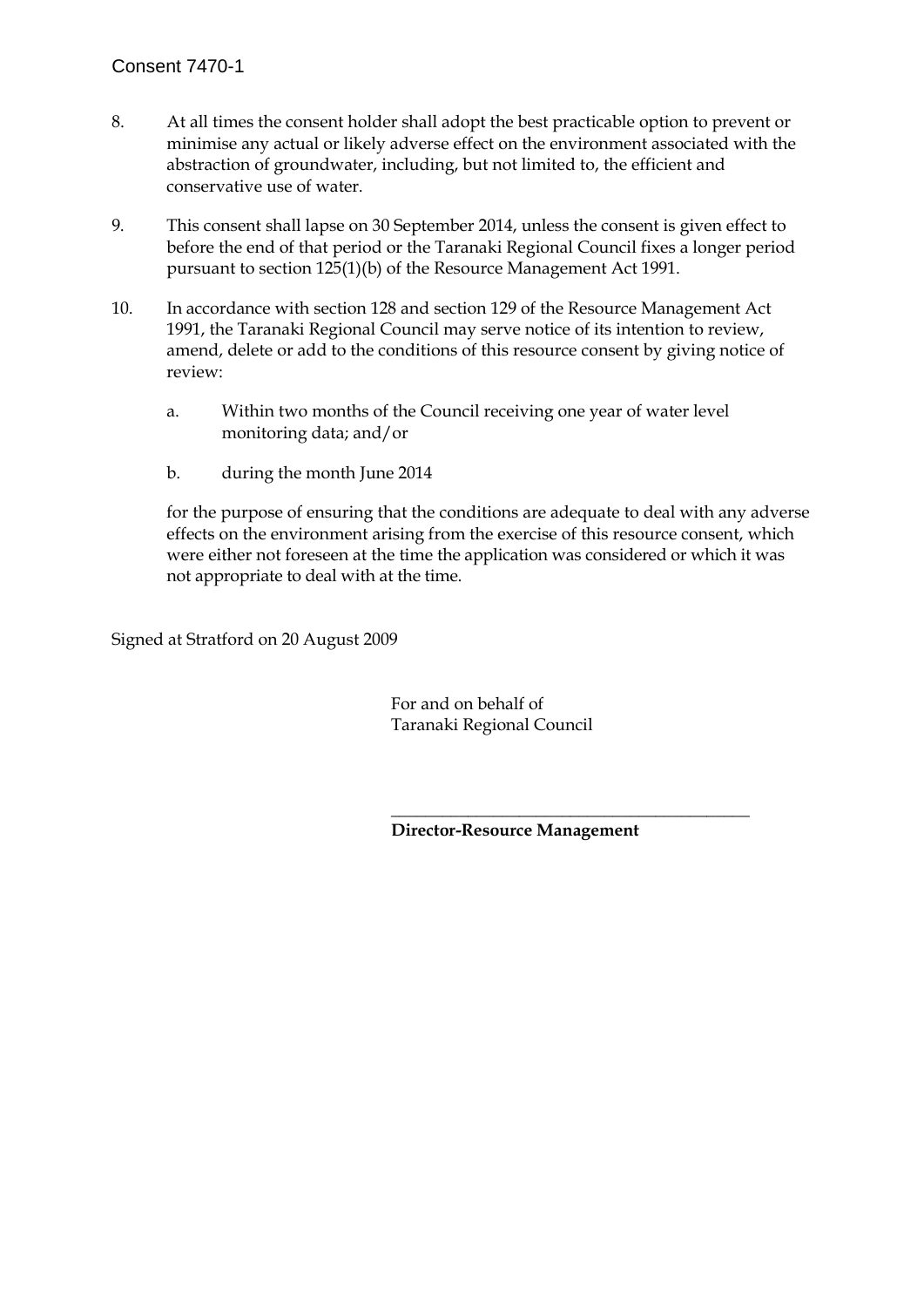8. At all times the consent holder shall adopt the best practicable option to prevent or minimise any actual or likely adverse effect on the environment associated with the abstraction of groundwater, including, but not limited to, the efficient and conservative use of water.

9. This consent shall lapse on 30 September 2014, unless the consent is given effect to before the end of that period or the Taranaki Regional Council fixes a longer period pursuant to section 125(1)(b) of the Resource Management Act 1991.

10. In accordance with section 128 and section 129 of the Resource Management Act 1991, the Taranaki Regional Council may serve notice of its intention to review, amend, delete or add to the conditions of this resource consent by giving notice of review:

    a. Within two months of the Council receiving one year of water level monitoring data; and/or

    b. during the month June 2014

    for the purpose of ensuring that the conditions are adequate to deal with any adverse effects on the environment arising from the exercise of this resource consent, which were either not foreseen at the time the application was considered or which it was not appropriate to deal with at the time.

Signed at Stratford on 20 August 2009

For and on behalf of
Taranaki Regional Council

\_\_\_\_\_\_\_\_\_\_\_\_\_\_\_\_\_\_\_\_\_\_\_\_\_\_\_\_\_\_\_\_\_\_\_\_\_\_\_\_\_\_\_\_

**Director-Resource Management**